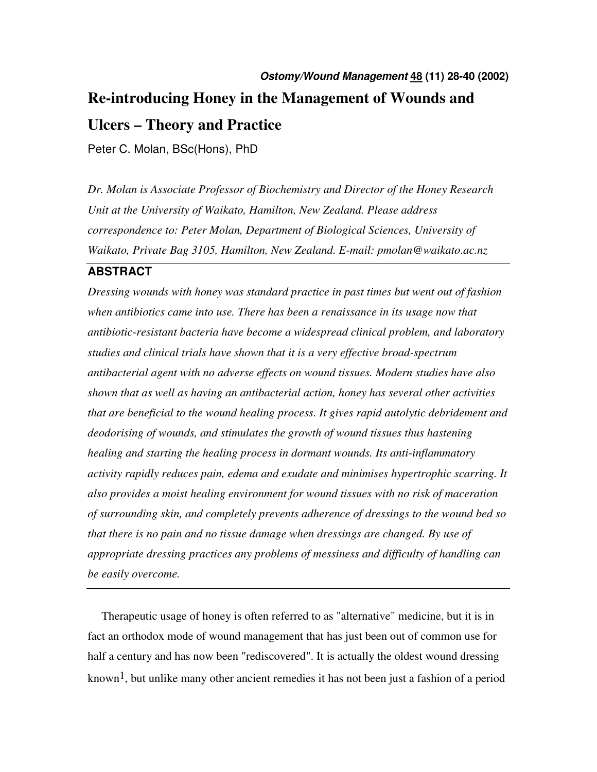*Ostomy/Wound Management* 48 (11) 28-40 (2002)

# Re-introducing Honey in the Management of Wounds and Ulcers – Theory and Practice

Peter C. Molan, BSc(Hons), PhD

*Dr. Molan is Associate Professor of Biochemistry and Director of the Honey Research Unit at the University of Waikato, Hamilton, New Zealand. Please address correspondence to: Peter Molan, Department of Biological Sciences, University of Waikato, Private Bag 3105, Hamilton, New Zealand. E-mail: pmolan@waikato.ac.nz*

## ABSTRACT

*Dressing wounds with honey was standard practice in past times but went out of fashion when antibiotics came into use. There has been a renaissance in its usage now that antibiotic-resistant bacteria have become a widespread clinical problem, and laboratory studies and clinical trials have shown that it is a very effective broad-spectrum antibacterial agent with no adverse effects on wound tissues. Modern studies have also shown that as well as having an antibacterial action, honey has several other activities that are beneficial to the wound healing process. It gives rapid autolytic debridement and deodorising of wounds, and stimulates the growth of wound tissues thus hastening healing and starting the healing process in dormant wounds. Its anti-inflammatory activity rapidly reduces pain, edema and exudate and minimises hypertrophic scarring. It also provides a moist healing environment for wound tissues with no risk of maceration of surrounding skin, and completely prevents adherence of dressings to the wound bed so that there is no pain and no tissue damage when dressings are changed. By use of appropriate dressing practices any problems of messiness and difficulty of handling can be easily overcome.*

Therapeutic usage of honey is often referred to as "alternative" medicine, but it is in fact an orthodox mode of wound management that has just been out of common use for half a century and has now been "rediscovered". It is actually the oldest wound dressing known[1], but unlike many other ancient remedies it has not been just a fashion of a period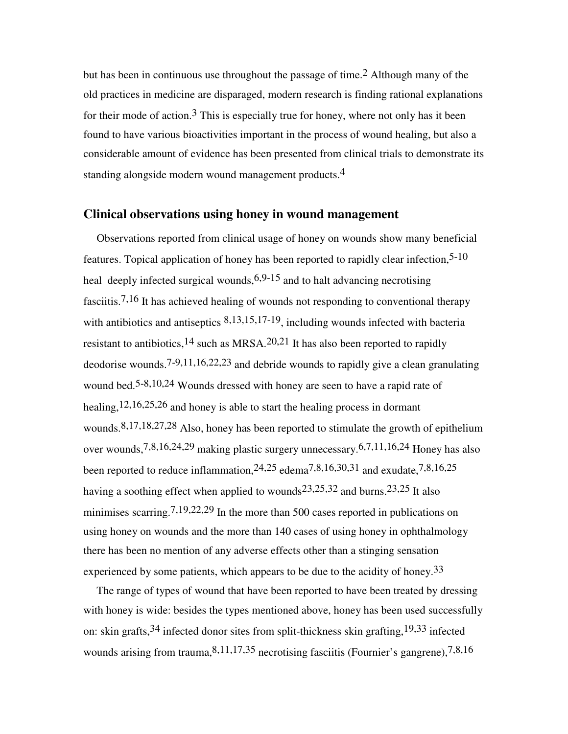but has been in continuous use throughout the passage of time.[2] Although many of the old practices in medicine are disparaged, modern research is finding rational explanations for their mode of action.[3] This is especially true for honey, where not only has it been found to have various bioactivities important in the process of wound healing, but also a considerable amount of evidence has been presented from clinical trials to demonstrate its standing alongside modern wound management products.[4]

## Clinical observations using honey in wound management

Observations reported from clinical usage of honey on wounds show many beneficial features. Topical application of honey has been reported to rapidly clear infection,[5-10] heal deeply infected surgical wounds,[6,9-15] and to halt advancing necrotising fasciitis.[7,16] It has achieved healing of wounds not responding to conventional therapy with antibiotics and antiseptics [8,13,15,17-19], including wounds infected with bacteria resistant to antibiotics,[14] such as MRSA.[20,21] It has also been reported to rapidly deodorise wounds.[7-9,11,16,22,23] and debride wounds to rapidly give a clean granulating wound bed.[5-8,10,24] Wounds dressed with honey are seen to have a rapid rate of healing,[12,16,25,26] and honey is able to start the healing process in dormant wounds.[8,17,18,27,28] Also, honey has been reported to stimulate the growth of epithelium over wounds,[7,8,16,24,29] making plastic surgery unnecessary.[6,7,11,16,24] Honey has also been reported to reduce inflammation,[24,25] edema[7,8,16,30,31] and exudate,[7,8,16,25] having a soothing effect when applied to wounds[23,25,32] and burns.[23,25] It also minimises scarring.[7,19,22,29] In the more than 500 cases reported in publications on using honey on wounds and the more than 140 cases of using honey in ophthalmology there has been no mention of any adverse effects other than a stinging sensation experienced by some patients, which appears to be due to the acidity of honey.[33]

The range of types of wound that have been reported to have been treated by dressing with honey is wide: besides the types mentioned above, honey has been used successfully on: skin grafts,[34] infected donor sites from split-thickness skin grafting,[19,33] infected wounds arising from trauma,[8,11,17,35] necrotising fasciitis (Fournier's gangrene),[7,8,16]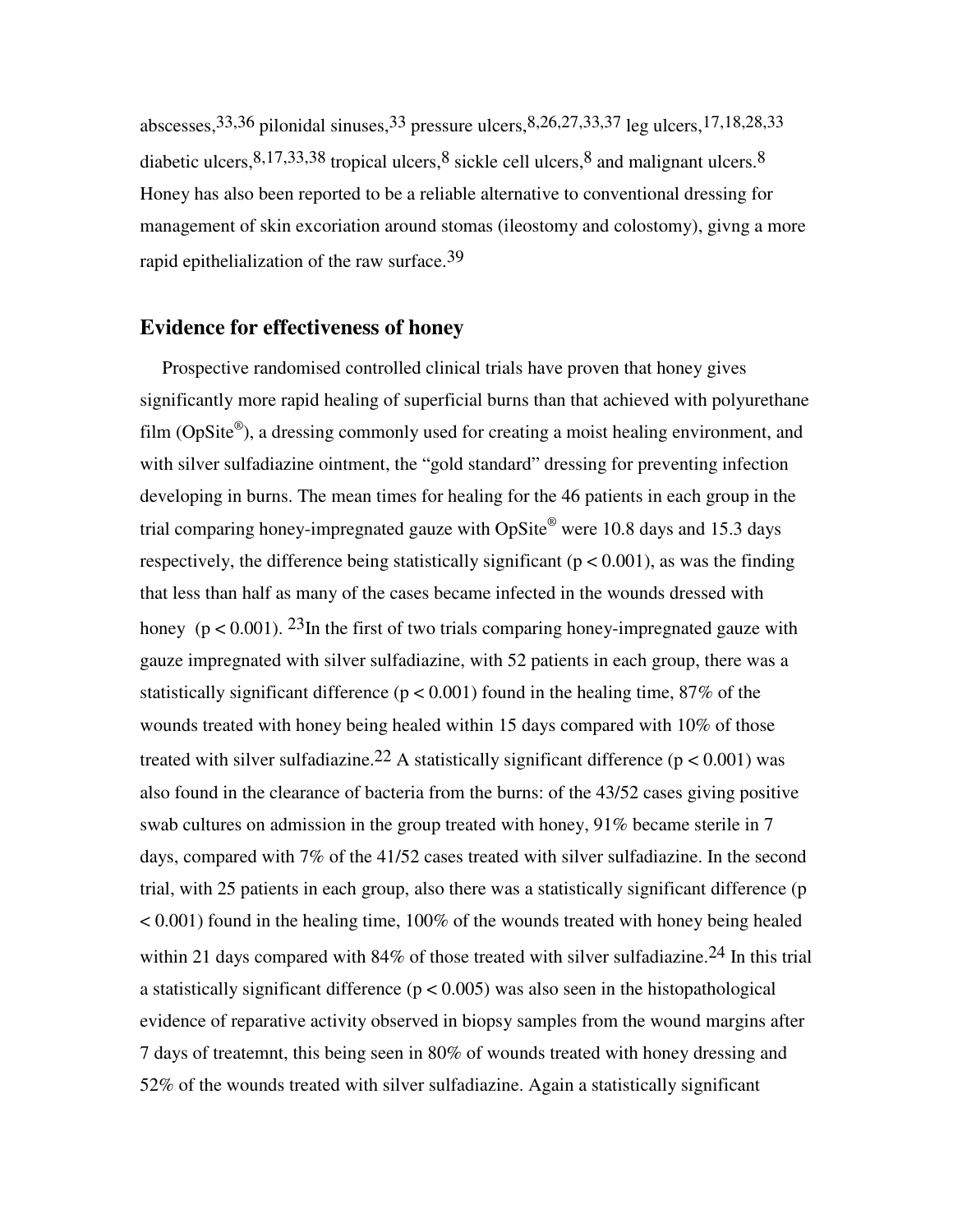abscesses,[33,36] pilonidal sinuses,[33] pressure ulcers,[8,26,27,33,37] leg ulcers,[17,18,28,33] diabetic ulcers,[8,17,33,38] tropical ulcers,[8] sickle cell ulcers,[8] and malignant ulcers.[8] Honey has also been reported to be a reliable alternative to conventional dressing for management of skin excoriation around stomas (ileostomy and colostomy), givng a more rapid epithelialization of the raw surface.[39]

## Evidence for effectiveness of honey

Prospective randomised controlled clinical trials have proven that honey gives significantly more rapid healing of superficial burns than that achieved with polyurethane film (OpSite®), a dressing commonly used for creating a moist healing environment, and with silver sulfadiazine ointment, the "gold standard" dressing for preventing infection developing in burns. The mean times for healing for the 46 patients in each group in the trial comparing honey-impregnated gauze with OpSite® were 10.8 days and 15.3 days respectively, the difference being statistically significant ($p < 0.001$), as was the finding that less than half as many of the cases became infected in the wounds dressed with honey ($p < 0.001$). [23]In the first of two trials comparing honey-impregnated gauze with gauze impregnated with silver sulfadiazine, with 52 patients in each group, there was a statistically significant difference ($p < 0.001$) found in the healing time, 87% of the wounds treated with honey being healed within 15 days compared with 10% of those treated with silver sulfadiazine.[22] A statistically significant difference ($p < 0.001$) was also found in the clearance of bacteria from the burns: of the 43/52 cases giving positive swab cultures on admission in the group treated with honey, 91% became sterile in 7 days, compared with 7% of the 41/52 cases treated with silver sulfadiazine. In the second trial, with 25 patients in each group, also there was a statistically significant difference ($p < 0.001$) found in the healing time, 100% of the wounds treated with honey being healed within 21 days compared with 84% of those treated with silver sulfadiazine.[24] In this trial a statistically significant difference ($p < 0.005$) was also seen in the histopathological evidence of reparative activity observed in biopsy samples from the wound margins after 7 days of treatemnt, this being seen in 80% of wounds treated with honey dressing and 52% of the wounds treated with silver sulfadiazine. Again a statistically significant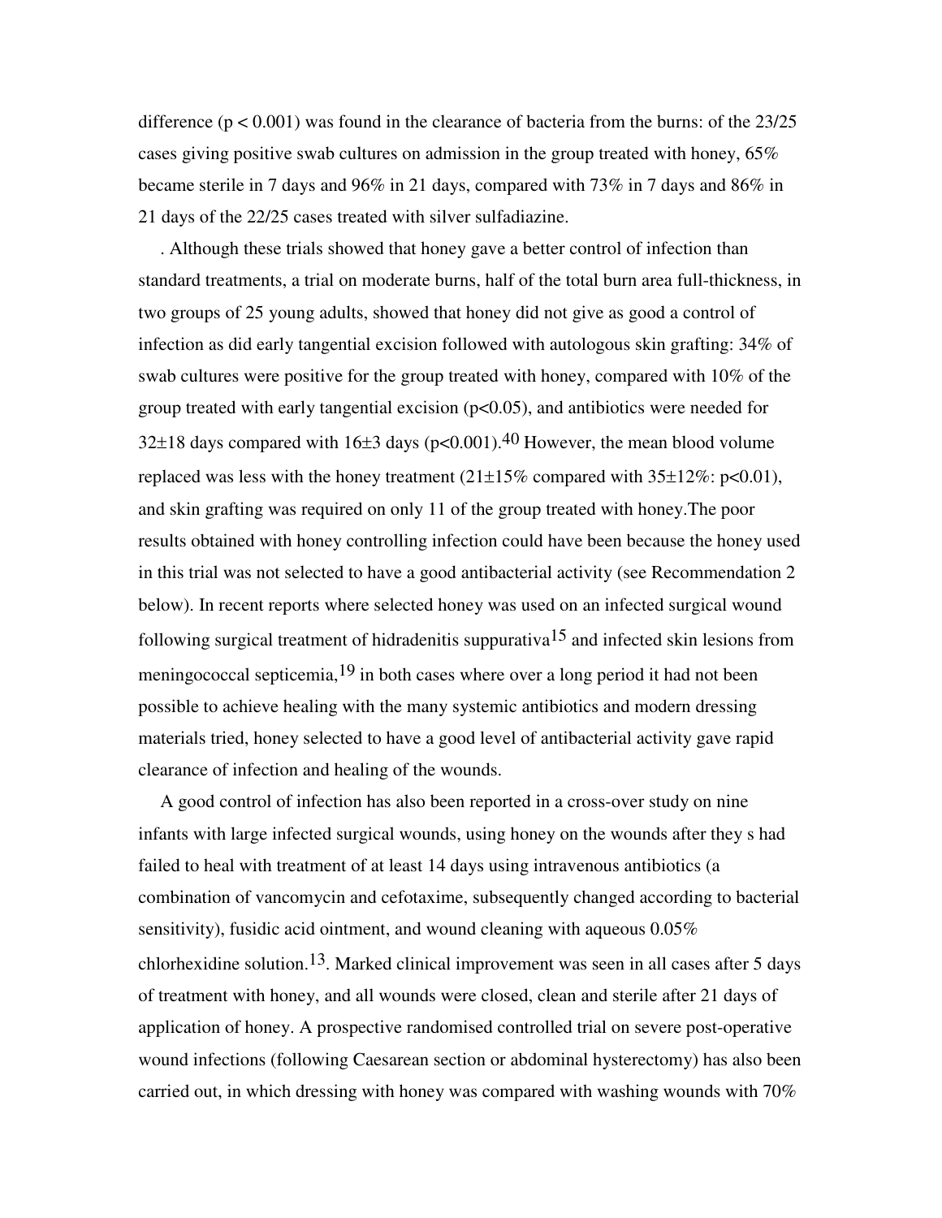difference ($p < 0.001$) was found in the clearance of bacteria from the burns: of the 23/25 cases giving positive swab cultures on admission in the group treated with honey, 65% became sterile in 7 days and 96% in 21 days, compared with 73% in 7 days and 86% in 21 days of the 22/25 cases treated with silver sulfadiazine.

. Although these trials showed that honey gave a better control of infection than standard treatments, a trial on moderate burns, half of the total burn area full-thickness, in two groups of 25 young adults, showed that honey did not give as good a control of infection as did early tangential excision followed with autologous skin grafting: 34% of swab cultures were positive for the group treated with honey, compared with 10% of the group treated with early tangential excision ($p<0.05$), and antibiotics were needed for $32\pm18$ days compared with $16\pm3$ days ($p<0.001$).[40] However, the mean blood volume replaced was less with the honey treatment ($21\pm15\%$ compared with $35\pm12\%$: $p<0.01$), and skin grafting was required on only 11 of the group treated with honey.The poor results obtained with honey controlling infection could have been because the honey used in this trial was not selected to have a good antibacterial activity (see Recommendation 2 below). In recent reports where selected honey was used on an infected surgical wound following surgical treatment of hidradenitis suppurativa[15] and infected skin lesions from meningococcal septicemia,[19] in both cases where over a long period it had not been possible to achieve healing with the many systemic antibiotics and modern dressing materials tried, honey selected to have a good level of antibacterial activity gave rapid clearance of infection and healing of the wounds.

A good control of infection has also been reported in a cross-over study on nine infants with large infected surgical wounds, using honey on the wounds after they s had failed to heal with treatment of at least 14 days using intravenous antibiotics (a combination of vancomycin and cefotaxime, subsequently changed according to bacterial sensitivity), fusidic acid ointment, and wound cleaning with aqueous 0.05% chlorhexidine solution.[13]. Marked clinical improvement was seen in all cases after 5 days of treatment with honey, and all wounds were closed, clean and sterile after 21 days of application of honey. A prospective randomised controlled trial on severe post-operative wound infections (following Caesarean section or abdominal hysterectomy) has also been carried out, in which dressing with honey was compared with washing wounds with 70%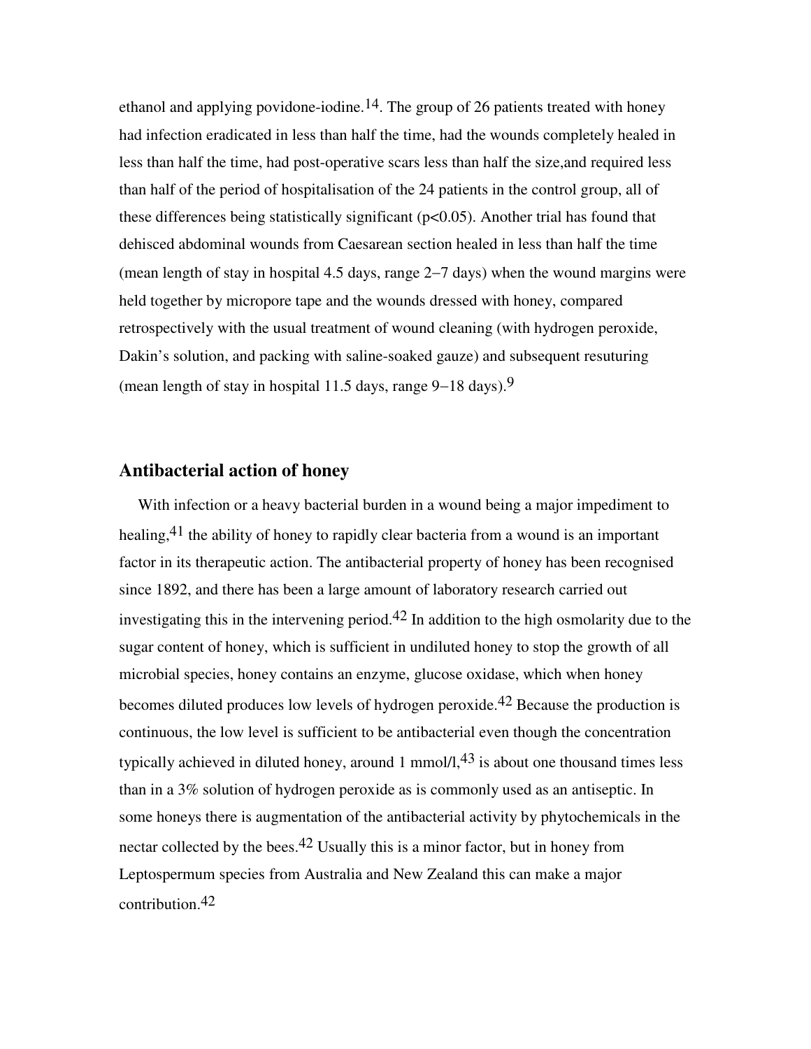ethanol and applying povidone-iodine.[14]. The group of 26 patients treated with honey had infection eradicated in less than half the time, had the wounds completely healed in less than half the time, had post-operative scars less than half the size,and required less than half of the period of hospitalisation of the 24 patients in the control group, all of these differences being statistically significant ($p<0.05$). Another trial has found that dehisced abdominal wounds from Caesarean section healed in less than half the time (mean length of stay in hospital 4.5 days, range 2−7 days) when the wound margins were held together by micropore tape and the wounds dressed with honey, compared retrospectively with the usual treatment of wound cleaning (with hydrogen peroxide, Dakin's solution, and packing with saline-soaked gauze) and subsequent resuturing (mean length of stay in hospital 11.5 days, range 9−18 days).[9]

## Antibacterial action of honey

With infection or a heavy bacterial burden in a wound being a major impediment to healing,[41] the ability of honey to rapidly clear bacteria from a wound is an important factor in its therapeutic action. The antibacterial property of honey has been recognised since 1892, and there has been a large amount of laboratory research carried out investigating this in the intervening period.[42] In addition to the high osmolarity due to the sugar content of honey, which is sufficient in undiluted honey to stop the growth of all microbial species, honey contains an enzyme, glucose oxidase, which when honey becomes diluted produces low levels of hydrogen peroxide.[42] Because the production is continuous, the low level is sufficient to be antibacterial even though the concentration typically achieved in diluted honey, around 1 mmol/l,[43] is about one thousand times less than in a 3% solution of hydrogen peroxide as is commonly used as an antiseptic. In some honeys there is augmentation of the antibacterial activity by phytochemicals in the nectar collected by the bees.[42] Usually this is a minor factor, but in honey from Leptospermum species from Australia and New Zealand this can make a major contribution.[42]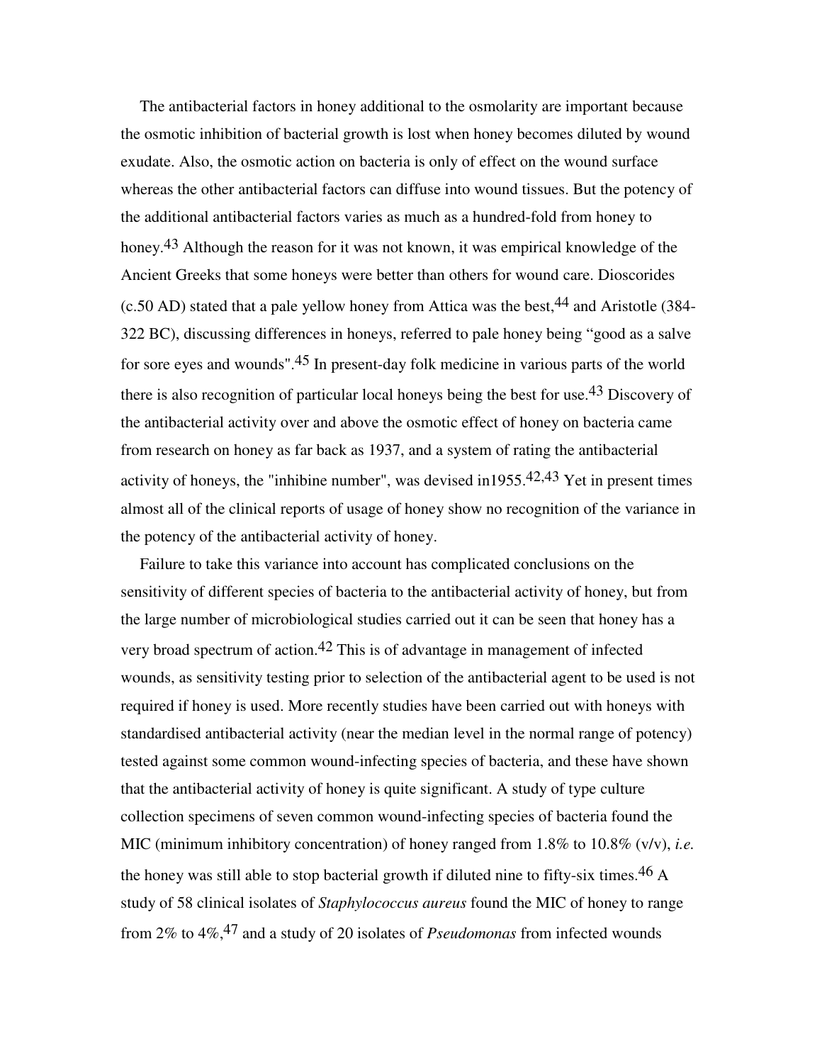The antibacterial factors in honey additional to the osmolarity are important because the osmotic inhibition of bacterial growth is lost when honey becomes diluted by wound exudate. Also, the osmotic action on bacteria is only of effect on the wound surface whereas the other antibacterial factors can diffuse into wound tissues. But the potency of the additional antibacterial factors varies as much as a hundred-fold from honey to honey.[43] Although the reason for it was not known, it was empirical knowledge of the Ancient Greeks that some honeys were better than others for wound care. Dioscorides (c.50 AD) stated that a pale yellow honey from Attica was the best,[44] and Aristotle (384-322 BC), discussing differences in honeys, referred to pale honey being "good as a salve for sore eyes and wounds".[45] In present-day folk medicine in various parts of the world there is also recognition of particular local honeys being the best for use.[43] Discovery of the antibacterial activity over and above the osmotic effect of honey on bacteria came from research on honey as far back as 1937, and a system of rating the antibacterial activity of honeys, the "inhibine number", was devised in1955.[42,43] Yet in present times almost all of the clinical reports of usage of honey show no recognition of the variance in the potency of the antibacterial activity of honey.

Failure to take this variance into account has complicated conclusions on the sensitivity of different species of bacteria to the antibacterial activity of honey, but from the large number of microbiological studies carried out it can be seen that honey has a very broad spectrum of action.[42] This is of advantage in management of infected wounds, as sensitivity testing prior to selection of the antibacterial agent to be used is not required if honey is used. More recently studies have been carried out with honeys with standardised antibacterial activity (near the median level in the normal range of potency) tested against some common wound-infecting species of bacteria, and these have shown that the antibacterial activity of honey is quite significant. A study of type culture collection specimens of seven common wound-infecting species of bacteria found the MIC (minimum inhibitory concentration) of honey ranged from 1.8% to 10.8% (v/v), *i.e.* the honey was still able to stop bacterial growth if diluted nine to fifty-six times.[46] A study of 58 clinical isolates of *Staphylococcus aureus* found the MIC of honey to range from 2% to 4%,[47] and a study of 20 isolates of *Pseudomonas* from infected wounds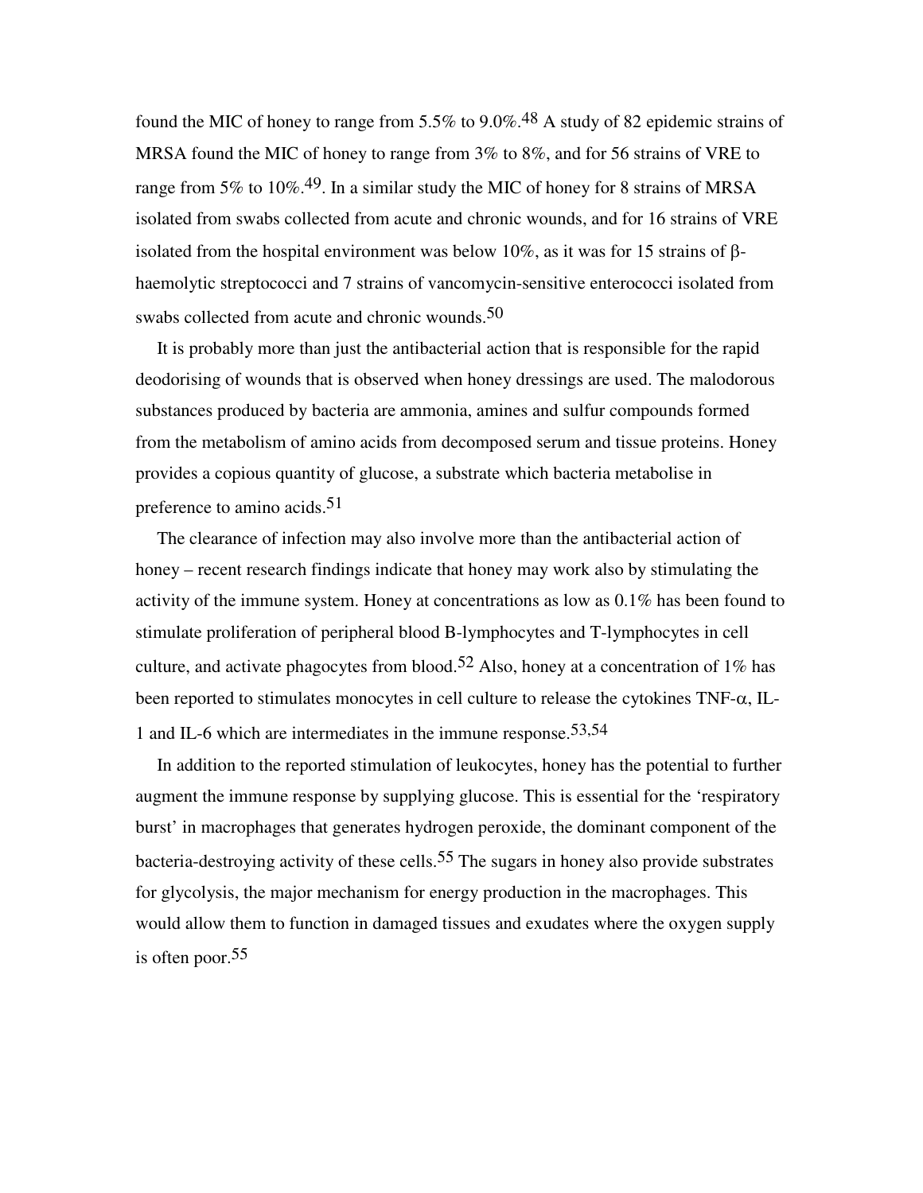found the MIC of honey to range from 5.5% to 9.0%.[48] A study of 82 epidemic strains of MRSA found the MIC of honey to range from 3% to 8%, and for 56 strains of VRE to range from 5% to 10%.[49]. In a similar study the MIC of honey for 8 strains of MRSA isolated from swabs collected from acute and chronic wounds, and for 16 strains of VRE isolated from the hospital environment was below 10%, as it was for 15 strains of β-haemolytic streptococci and 7 strains of vancomycin-sensitive enterococci isolated from swabs collected from acute and chronic wounds.[50]

It is probably more than just the antibacterial action that is responsible for the rapid deodorising of wounds that is observed when honey dressings are used. The malodorous substances produced by bacteria are ammonia, amines and sulfur compounds formed from the metabolism of amino acids from decomposed serum and tissue proteins. Honey provides a copious quantity of glucose, a substrate which bacteria metabolise in preference to amino acids.[51]

The clearance of infection may also involve more than the antibacterial action of honey – recent research findings indicate that honey may work also by stimulating the activity of the immune system. Honey at concentrations as low as 0.1% has been found to stimulate proliferation of peripheral blood B-lymphocytes and T-lymphocytes in cell culture, and activate phagocytes from blood.[52] Also, honey at a concentration of 1% has been reported to stimulates monocytes in cell culture to release the cytokines TNF-α, IL-1 and IL-6 which are intermediates in the immune response.[53,54]

In addition to the reported stimulation of leukocytes, honey has the potential to further augment the immune response by supplying glucose. This is essential for the 'respiratory burst' in macrophages that generates hydrogen peroxide, the dominant component of the bacteria-destroying activity of these cells.[55] The sugars in honey also provide substrates for glycolysis, the major mechanism for energy production in the macrophages. This would allow them to function in damaged tissues and exudates where the oxygen supply is often poor.[55]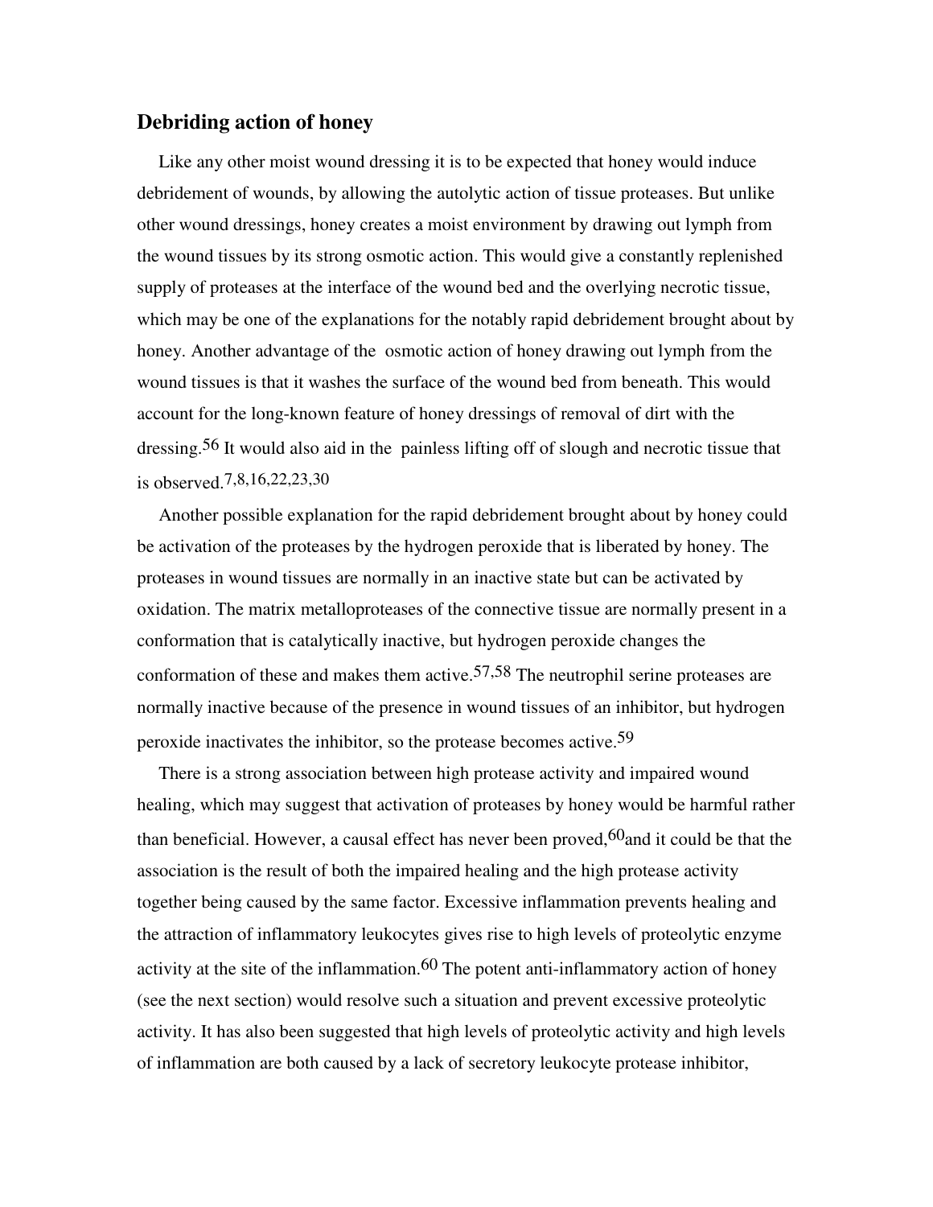## Debriding action of honey

Like any other moist wound dressing it is to be expected that honey would induce debridement of wounds, by allowing the autolytic action of tissue proteases. But unlike other wound dressings, honey creates a moist environment by drawing out lymph from the wound tissues by its strong osmotic action. This would give a constantly replenished supply of proteases at the interface of the wound bed and the overlying necrotic tissue, which may be one of the explanations for the notably rapid debridement brought about by honey. Another advantage of the osmotic action of honey drawing out lymph from the wound tissues is that it washes the surface of the wound bed from beneath. This would account for the long-known feature of honey dressings of removal of dirt with the dressing.[56] It would also aid in the painless lifting off of slough and necrotic tissue that is observed.[7,8,16,22,23,30]

Another possible explanation for the rapid debridement brought about by honey could be activation of the proteases by the hydrogen peroxide that is liberated by honey. The proteases in wound tissues are normally in an inactive state but can be activated by oxidation. The matrix metalloproteases of the connective tissue are normally present in a conformation that is catalytically inactive, but hydrogen peroxide changes the conformation of these and makes them active.[57,58] The neutrophil serine proteases are normally inactive because of the presence in wound tissues of an inhibitor, but hydrogen peroxide inactivates the inhibitor, so the protease becomes active.[59]

There is a strong association between high protease activity and impaired wound healing, which may suggest that activation of proteases by honey would be harmful rather than beneficial. However, a causal effect has never been proved,[60]and it could be that the association is the result of both the impaired healing and the high protease activity together being caused by the same factor. Excessive inflammation prevents healing and the attraction of inflammatory leukocytes gives rise to high levels of proteolytic enzyme activity at the site of the inflammation.[60] The potent anti-inflammatory action of honey (see the next section) would resolve such a situation and prevent excessive proteolytic activity. It has also been suggested that high levels of proteolytic activity and high levels of inflammation are both caused by a lack of secretory leukocyte protease inhibitor,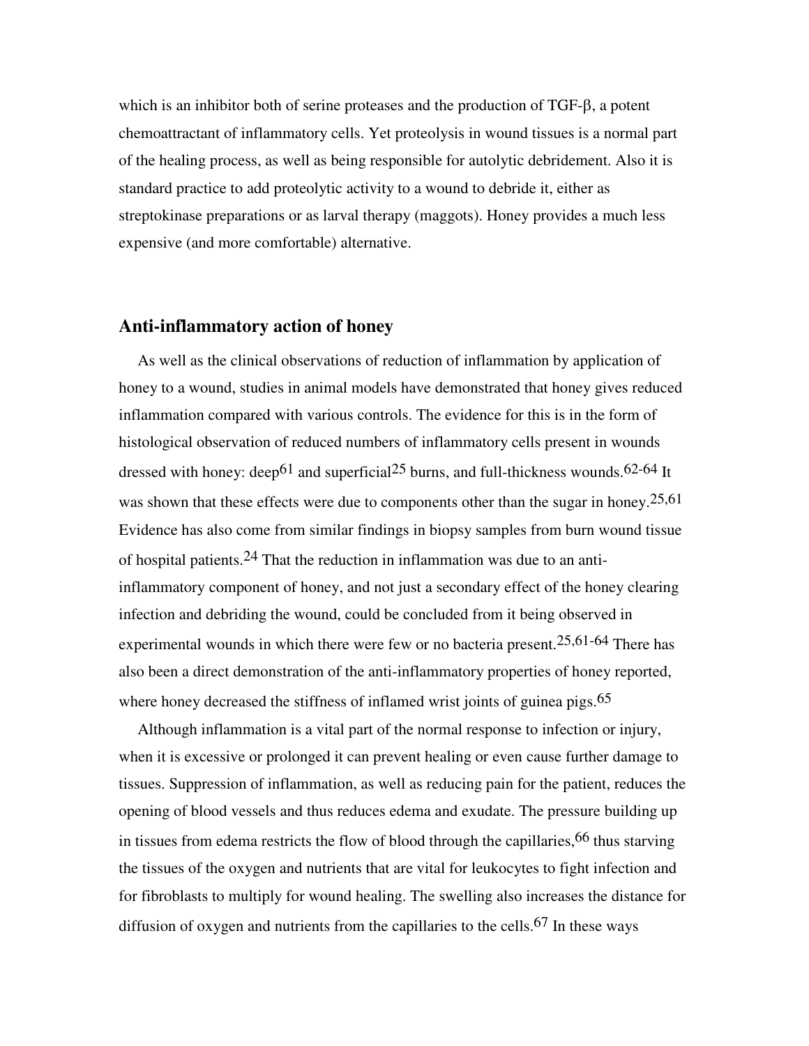which is an inhibitor both of serine proteases and the production of TGF-β, a potent chemoattractant of inflammatory cells. Yet proteolysis in wound tissues is a normal part of the healing process, as well as being responsible for autolytic debridement. Also it is standard practice to add proteolytic activity to a wound to debride it, either as streptokinase preparations or as larval therapy (maggots). Honey provides a much less expensive (and more comfortable) alternative.

## Anti-inflammatory action of honey

As well as the clinical observations of reduction of inflammation by application of honey to a wound, studies in animal models have demonstrated that honey gives reduced inflammation compared with various controls. The evidence for this is in the form of histological observation of reduced numbers of inflammatory cells present in wounds dressed with honey: deep[61] and superficial[25] burns, and full-thickness wounds.[62-64] It was shown that these effects were due to components other than the sugar in honey.[25,61] Evidence has also come from similar findings in biopsy samples from burn wound tissue of hospital patients.[24] That the reduction in inflammation was due to an anti-inflammatory component of honey, and not just a secondary effect of the honey clearing infection and debriding the wound, could be concluded from it being observed in experimental wounds in which there were few or no bacteria present.[25,61-64] There has also been a direct demonstration of the anti-inflammatory properties of honey reported, where honey decreased the stiffness of inflamed wrist joints of guinea pigs.[65]

Although inflammation is a vital part of the normal response to infection or injury, when it is excessive or prolonged it can prevent healing or even cause further damage to tissues. Suppression of inflammation, as well as reducing pain for the patient, reduces the opening of blood vessels and thus reduces edema and exudate. The pressure building up in tissues from edema restricts the flow of blood through the capillaries,[66] thus starving the tissues of the oxygen and nutrients that are vital for leukocytes to fight infection and for fibroblasts to multiply for wound healing. The swelling also increases the distance for diffusion of oxygen and nutrients from the capillaries to the cells.[67] In these ways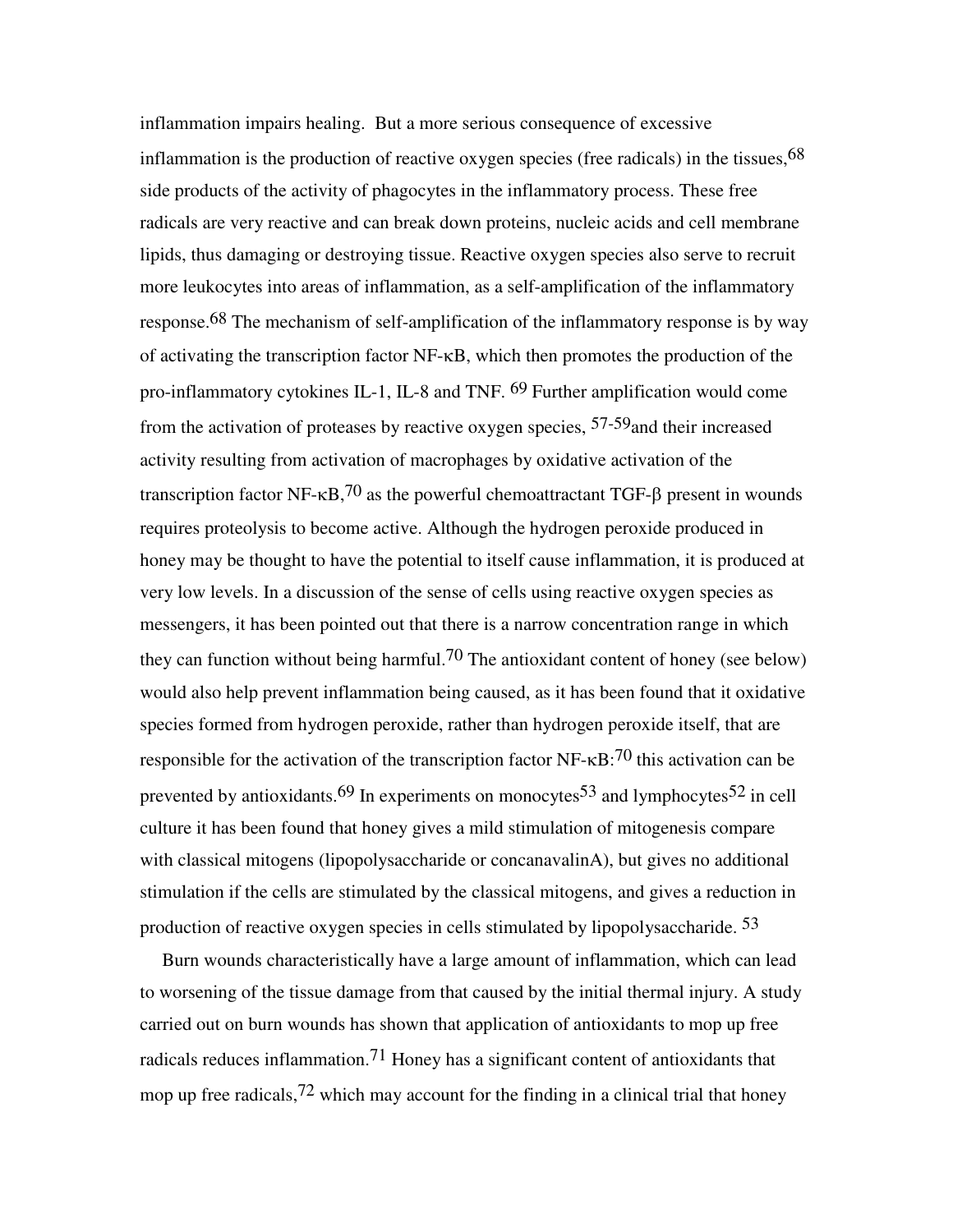inflammation impairs healing. But a more serious consequence of excessive inflammation is the production of reactive oxygen species (free radicals) in the tissues,[68] side products of the activity of phagocytes in the inflammatory process. These free radicals are very reactive and can break down proteins, nucleic acids and cell membrane lipids, thus damaging or destroying tissue. Reactive oxygen species also serve to recruit more leukocytes into areas of inflammation, as a self-amplification of the inflammatory response.[68] The mechanism of self-amplification of the inflammatory response is by way of activating the transcription factor NF-κB, which then promotes the production of the pro-inflammatory cytokines IL-1, IL-8 and TNF. [69] Further amplification would come from the activation of proteases by reactive oxygen species, [57-59]and their increased activity resulting from activation of macrophages by oxidative activation of the transcription factor NF-κB,[70] as the powerful chemoattractant TGF-β present in wounds requires proteolysis to become active. Although the hydrogen peroxide produced in honey may be thought to have the potential to itself cause inflammation, it is produced at very low levels. In a discussion of the sense of cells using reactive oxygen species as messengers, it has been pointed out that there is a narrow concentration range in which they can function without being harmful.[70] The antioxidant content of honey (see below) would also help prevent inflammation being caused, as it has been found that it oxidative species formed from hydrogen peroxide, rather than hydrogen peroxide itself, that are responsible for the activation of the transcription factor NF-κB:[70] this activation can be prevented by antioxidants.[69] In experiments on monocytes[53] and lymphocytes[52] in cell culture it has been found that honey gives a mild stimulation of mitogenesis compare with classical mitogens (lipopolysaccharide or concanavalinA), but gives no additional stimulation if the cells are stimulated by the classical mitogens, and gives a reduction in production of reactive oxygen species in cells stimulated by lipopolysaccharide. [53]

Burn wounds characteristically have a large amount of inflammation, which can lead to worsening of the tissue damage from that caused by the initial thermal injury. A study carried out on burn wounds has shown that application of antioxidants to mop up free radicals reduces inflammation.[71] Honey has a significant content of antioxidants that mop up free radicals,[72] which may account for the finding in a clinical trial that honey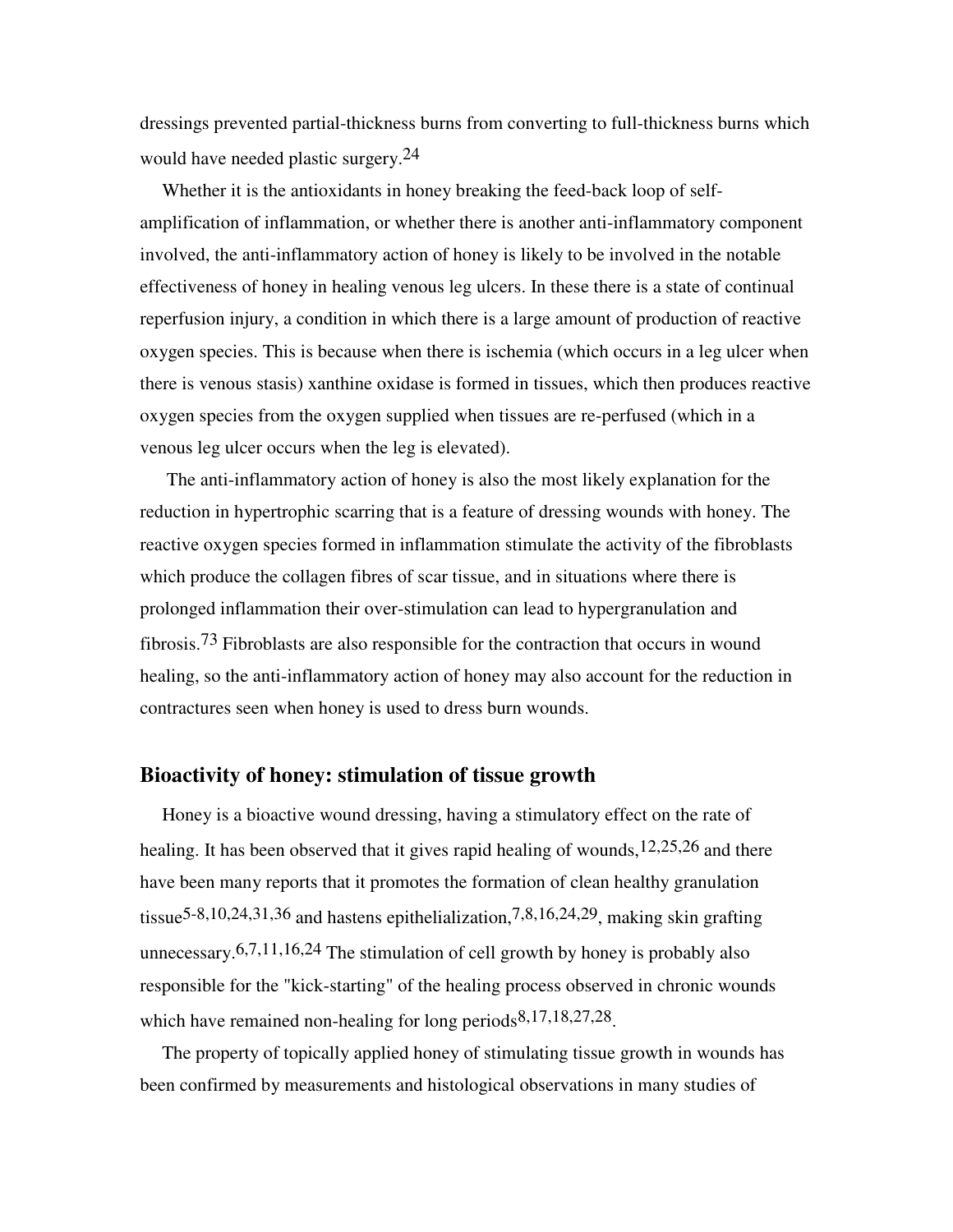dressings prevented partial-thickness burns from converting to full-thickness burns which would have needed plastic surgery.[24]

Whether it is the antioxidants in honey breaking the feed-back loop of self-amplification of inflammation, or whether there is another anti-inflammatory component involved, the anti-inflammatory action of honey is likely to be involved in the notable effectiveness of honey in healing venous leg ulcers. In these there is a state of continual reperfusion injury, a condition in which there is a large amount of production of reactive oxygen species. This is because when there is ischemia (which occurs in a leg ulcer when there is venous stasis) xanthine oxidase is formed in tissues, which then produces reactive oxygen species from the oxygen supplied when tissues are re-perfused (which in a venous leg ulcer occurs when the leg is elevated).

The anti-inflammatory action of honey is also the most likely explanation for the reduction in hypertrophic scarring that is a feature of dressing wounds with honey. The reactive oxygen species formed in inflammation stimulate the activity of the fibroblasts which produce the collagen fibres of scar tissue, and in situations where there is prolonged inflammation their over-stimulation can lead to hypergranulation and fibrosis.[73] Fibroblasts are also responsible for the contraction that occurs in wound healing, so the anti-inflammatory action of honey may also account for the reduction in contractures seen when honey is used to dress burn wounds.

## Bioactivity of honey: stimulation of tissue growth

Honey is a bioactive wound dressing, having a stimulatory effect on the rate of healing. It has been observed that it gives rapid healing of wounds,[12,25,26] and there have been many reports that it promotes the formation of clean healthy granulation tissue[5-8,10,24,31,36] and hastens epithelialization,[7,8,16,24,29], making skin grafting unnecessary.[6,7,11,16,24] The stimulation of cell growth by honey is probably also responsible for the "kick-starting" of the healing process observed in chronic wounds which have remained non-healing for long periods[8,17,18,27,28].

The property of topically applied honey of stimulating tissue growth in wounds has been confirmed by measurements and histological observations in many studies of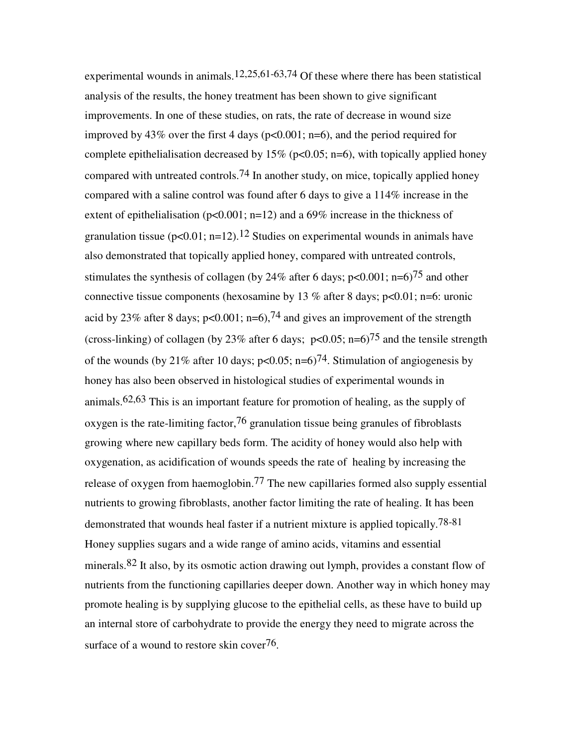experimental wounds in animals.[12,25,61-63,74] Of these where there has been statistical analysis of the results, the honey treatment has been shown to give significant improvements. In one of these studies, on rats, the rate of decrease in wound size improved by 43% over the first 4 days ($p<0.001$; n=6), and the period required for complete epithelialisation decreased by 15% ($p<0.05$; n=6), with topically applied honey compared with untreated controls.[74] In another study, on mice, topically applied honey compared with a saline control was found after 6 days to give a 114% increase in the extent of epithelialisation ($p<0.001$; n=12) and a 69% increase in the thickness of granulation tissue ($p<0.01$; n=12).[12] Studies on experimental wounds in animals have also demonstrated that topically applied honey, compared with untreated controls, stimulates the synthesis of collagen (by 24% after 6 days; $p<0.001$; n=6)[75] and other connective tissue components (hexosamine by 13 % after 8 days; $p<0.01$; n=6: uronic acid by 23% after 8 days; $p<0.001$; n=6),[74] and gives an improvement of the strength (cross-linking) of collagen (by 23% after 6 days; $p<0.05$; n=6)[75] and the tensile strength of the wounds (by 21% after 10 days; $p<0.05$; n=6)[74]. Stimulation of angiogenesis by honey has also been observed in histological studies of experimental wounds in animals.[62,63] This is an important feature for promotion of healing, as the supply of oxygen is the rate-limiting factor,[76] granulation tissue being granules of fibroblasts growing where new capillary beds form. The acidity of honey would also help with oxygenation, as acidification of wounds speeds the rate of healing by increasing the release of oxygen from haemoglobin.[77] The new capillaries formed also supply essential nutrients to growing fibroblasts, another factor limiting the rate of healing. It has been demonstrated that wounds heal faster if a nutrient mixture is applied topically.[78-81] Honey supplies sugars and a wide range of amino acids, vitamins and essential minerals.[82] It also, by its osmotic action drawing out lymph, provides a constant flow of nutrients from the functioning capillaries deeper down. Another way in which honey may promote healing is by supplying glucose to the epithelial cells, as these have to build up an internal store of carbohydrate to provide the energy they need to migrate across the surface of a wound to restore skin cover[76].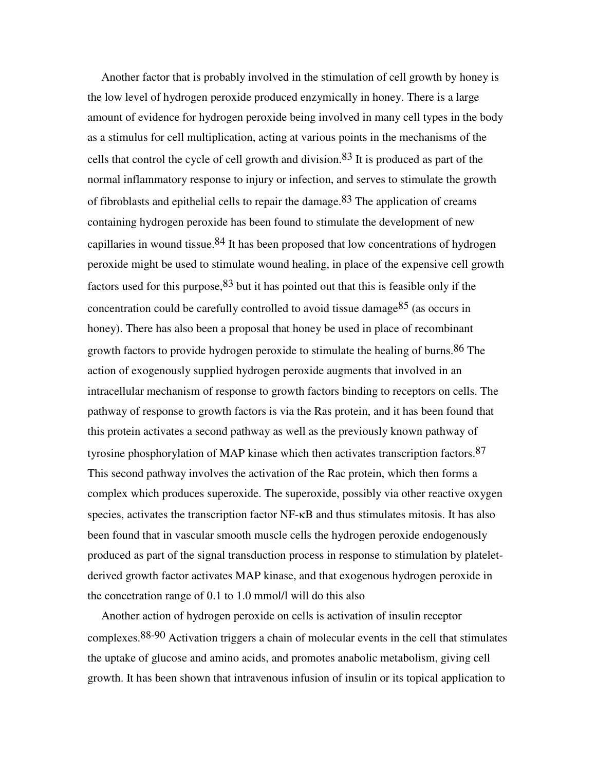Another factor that is probably involved in the stimulation of cell growth by honey is the low level of hydrogen peroxide produced enzymically in honey. There is a large amount of evidence for hydrogen peroxide being involved in many cell types in the body as a stimulus for cell multiplication, acting at various points in the mechanisms of the cells that control the cycle of cell growth and division.[83] It is produced as part of the normal inflammatory response to injury or infection, and serves to stimulate the growth of fibroblasts and epithelial cells to repair the damage.[83] The application of creams containing hydrogen peroxide has been found to stimulate the development of new capillaries in wound tissue.[84] It has been proposed that low concentrations of hydrogen peroxide might be used to stimulate wound healing, in place of the expensive cell growth factors used for this purpose,[83] but it has pointed out that this is feasible only if the concentration could be carefully controlled to avoid tissue damage[85] (as occurs in honey). There has also been a proposal that honey be used in place of recombinant growth factors to provide hydrogen peroxide to stimulate the healing of burns.[86] The action of exogenously supplied hydrogen peroxide augments that involved in an intracellular mechanism of response to growth factors binding to receptors on cells. The pathway of response to growth factors is via the Ras protein, and it has been found that this protein activates a second pathway as well as the previously known pathway of tyrosine phosphorylation of MAP kinase which then activates transcription factors.[87] This second pathway involves the activation of the Rac protein, which then forms a complex which produces superoxide. The superoxide, possibly via other reactive oxygen species, activates the transcription factor NF-κB and thus stimulates mitosis. It has also been found that in vascular smooth muscle cells the hydrogen peroxide endogenously produced as part of the signal transduction process in response to stimulation by platelet-derived growth factor activates MAP kinase, and that exogenous hydrogen peroxide in the concetration range of 0.1 to 1.0 mmol/l will do this also

Another action of hydrogen peroxide on cells is activation of insulin receptor complexes.[88-90] Activation triggers a chain of molecular events in the cell that stimulates the uptake of glucose and amino acids, and promotes anabolic metabolism, giving cell growth. It has been shown that intravenous infusion of insulin or its topical application to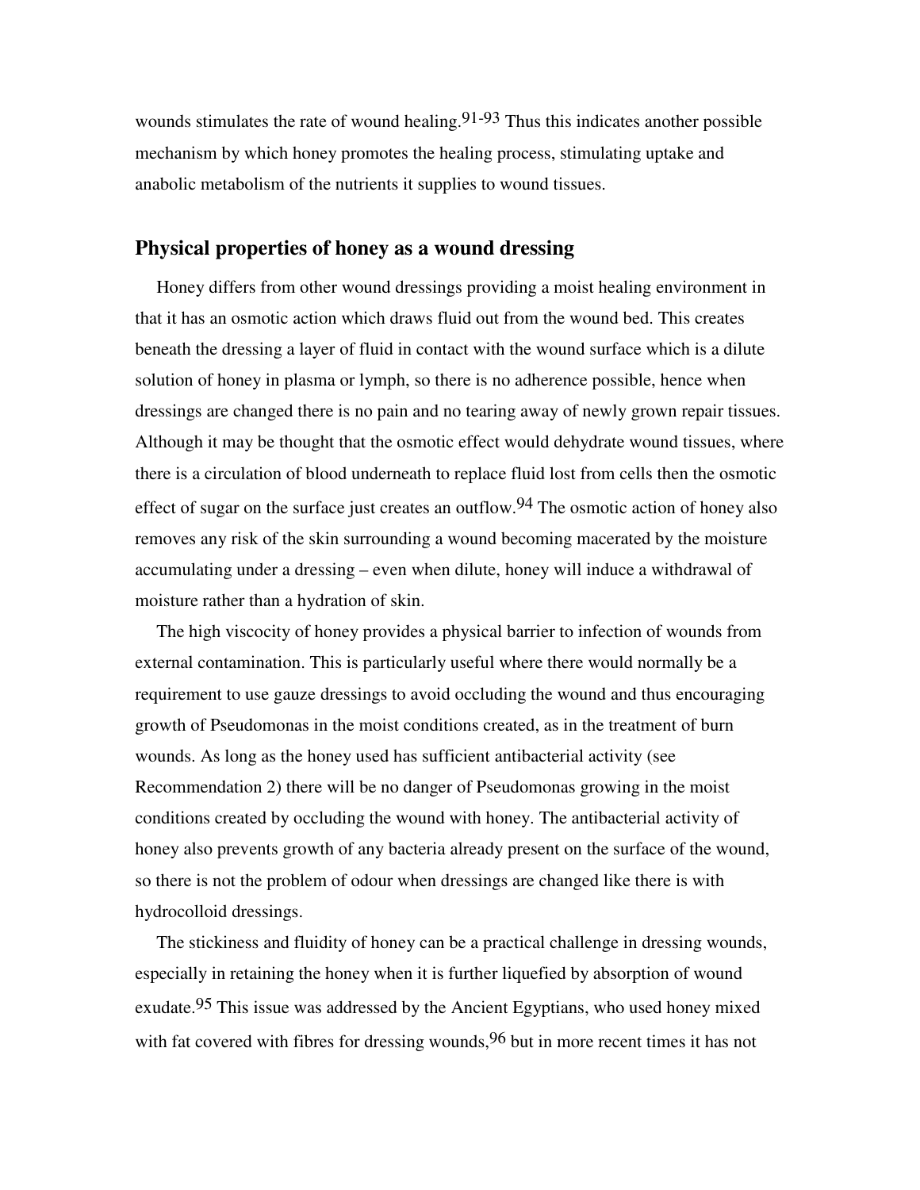wounds stimulates the rate of wound healing.[91-93] Thus this indicates another possible mechanism by which honey promotes the healing process, stimulating uptake and anabolic metabolism of the nutrients it supplies to wound tissues.

## Physical properties of honey as a wound dressing

Honey differs from other wound dressings providing a moist healing environment in that it has an osmotic action which draws fluid out from the wound bed. This creates beneath the dressing a layer of fluid in contact with the wound surface which is a dilute solution of honey in plasma or lymph, so there is no adherence possible, hence when dressings are changed there is no pain and no tearing away of newly grown repair tissues. Although it may be thought that the osmotic effect would dehydrate wound tissues, where there is a circulation of blood underneath to replace fluid lost from cells then the osmotic effect of sugar on the surface just creates an outflow.[94] The osmotic action of honey also removes any risk of the skin surrounding a wound becoming macerated by the moisture accumulating under a dressing – even when dilute, honey will induce a withdrawal of moisture rather than a hydration of skin.

The high viscocity of honey provides a physical barrier to infection of wounds from external contamination. This is particularly useful where there would normally be a requirement to use gauze dressings to avoid occluding the wound and thus encouraging growth of Pseudomonas in the moist conditions created, as in the treatment of burn wounds. As long as the honey used has sufficient antibacterial activity (see Recommendation 2) there will be no danger of Pseudomonas growing in the moist conditions created by occluding the wound with honey. The antibacterial activity of honey also prevents growth of any bacteria already present on the surface of the wound, so there is not the problem of odour when dressings are changed like there is with hydrocolloid dressings.

The stickiness and fluidity of honey can be a practical challenge in dressing wounds, especially in retaining the honey when it is further liquefied by absorption of wound exudate.[95] This issue was addressed by the Ancient Egyptians, who used honey mixed with fat covered with fibres for dressing wounds,[96] but in more recent times it has not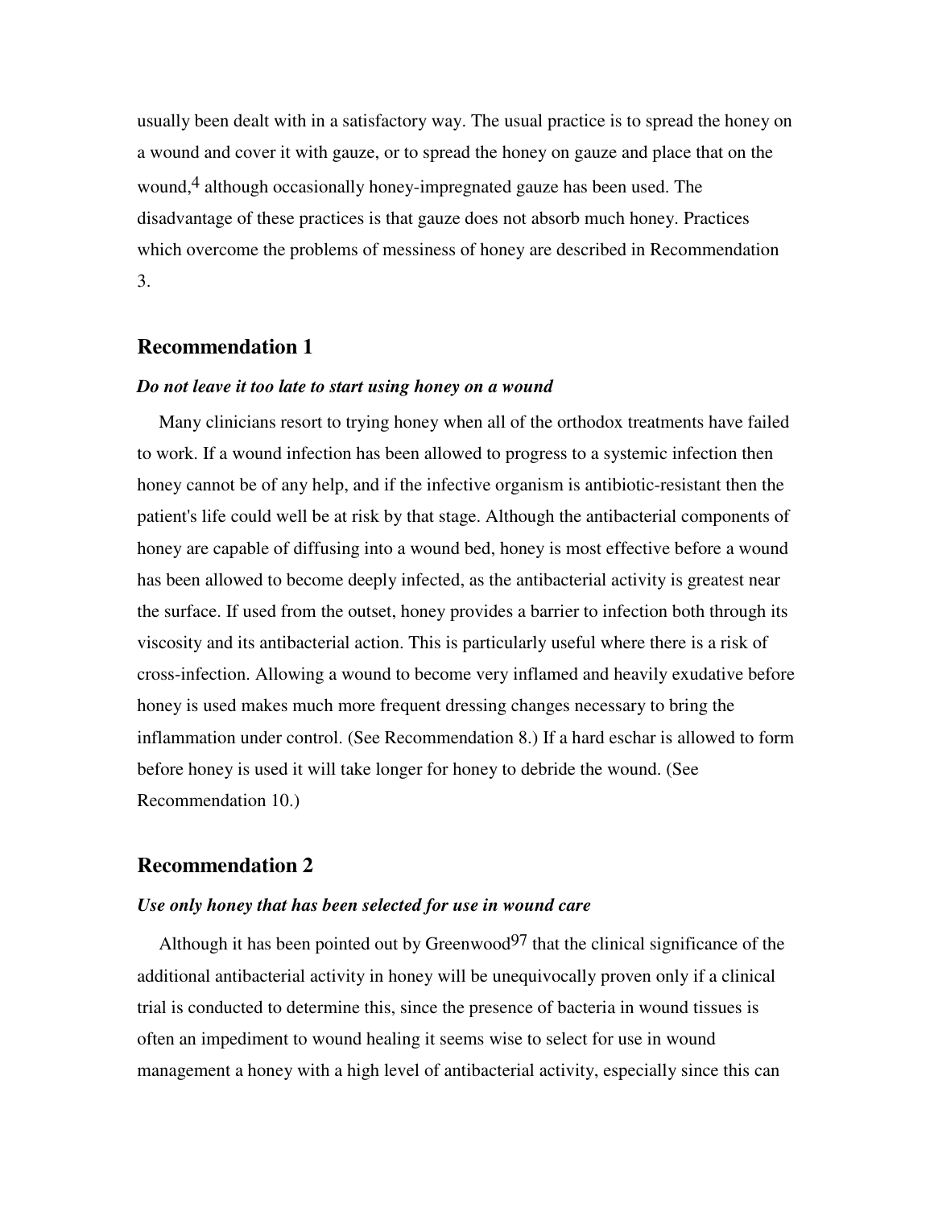usually been dealt with in a satisfactory way. The usual practice is to spread the honey on a wound and cover it with gauze, or to spread the honey on gauze and place that on the wound,[4] although occasionally honey-impregnated gauze has been used. The disadvantage of these practices is that gauze does not absorb much honey. Practices which overcome the problems of messiness of honey are described in Recommendation 3.

## Recommendation 1

### *Do not leave it too late to start using honey on a wound*

Many clinicians resort to trying honey when all of the orthodox treatments have failed to work. If a wound infection has been allowed to progress to a systemic infection then honey cannot be of any help, and if the infective organism is antibiotic-resistant then the patient's life could well be at risk by that stage. Although the antibacterial components of honey are capable of diffusing into a wound bed, honey is most effective before a wound has been allowed to become deeply infected, as the antibacterial activity is greatest near the surface. If used from the outset, honey provides a barrier to infection both through its viscosity and its antibacterial action. This is particularly useful where there is a risk of cross-infection. Allowing a wound to become very inflamed and heavily exudative before honey is used makes much more frequent dressing changes necessary to bring the inflammation under control. (See Recommendation 8.) If a hard eschar is allowed to form before honey is used it will take longer for honey to debride the wound. (See Recommendation 10.)

## Recommendation 2

### *Use only honey that has been selected for use in wound care*

Although it has been pointed out by Greenwood[97] that the clinical significance of the additional antibacterial activity in honey will be unequivocally proven only if a clinical trial is conducted to determine this, since the presence of bacteria in wound tissues is often an impediment to wound healing it seems wise to select for use in wound management a honey with a high level of antibacterial activity, especially since this can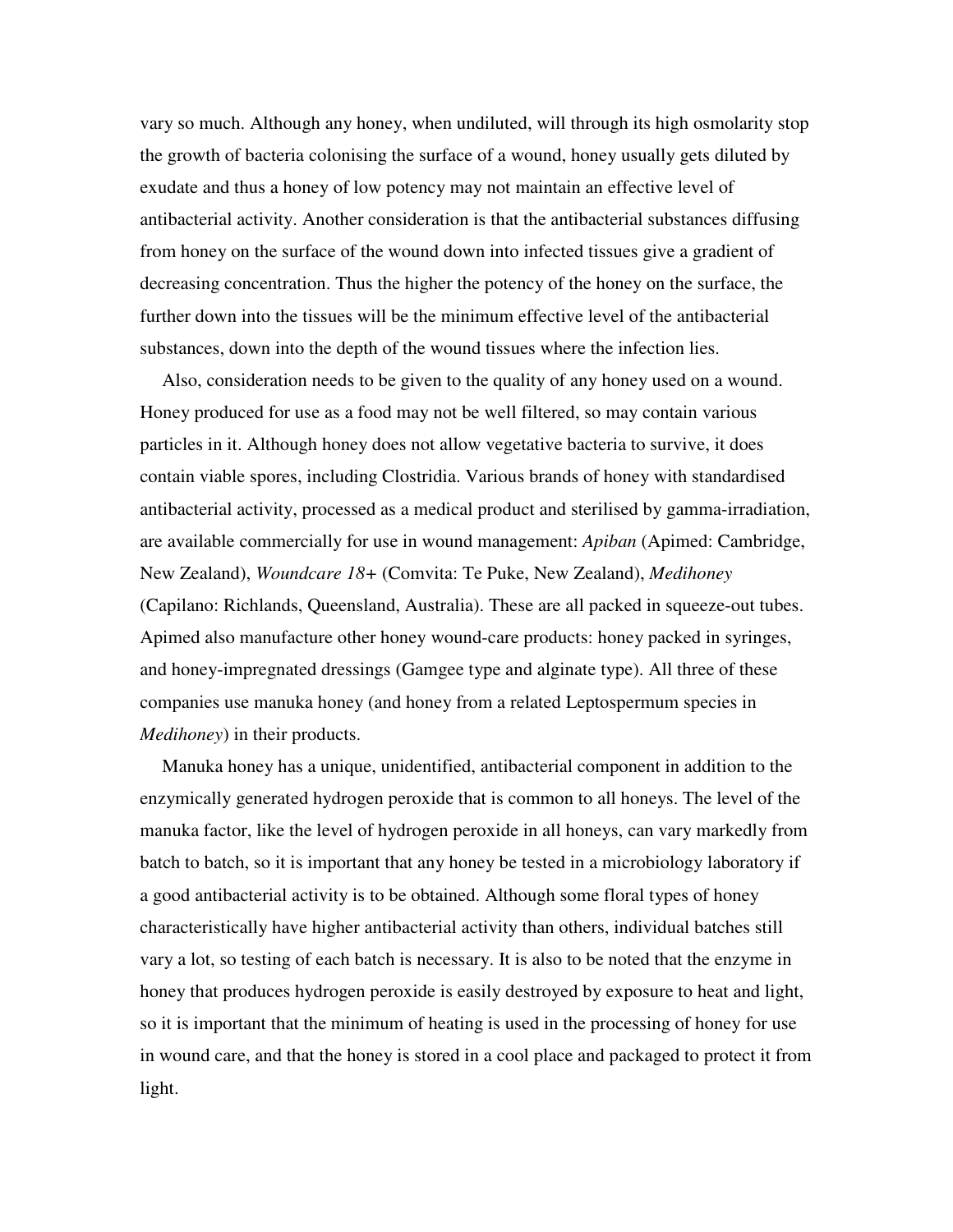vary so much. Although any honey, when undiluted, will through its high osmolarity stop the growth of bacteria colonising the surface of a wound, honey usually gets diluted by exudate and thus a honey of low potency may not maintain an effective level of antibacterial activity. Another consideration is that the antibacterial substances diffusing from honey on the surface of the wound down into infected tissues give a gradient of decreasing concentration. Thus the higher the potency of the honey on the surface, the further down into the tissues will be the minimum effective level of the antibacterial substances, down into the depth of the wound tissues where the infection lies.

Also, consideration needs to be given to the quality of any honey used on a wound. Honey produced for use as a food may not be well filtered, so may contain various particles in it. Although honey does not allow vegetative bacteria to survive, it does contain viable spores, including Clostridia. Various brands of honey with standardised antibacterial activity, processed as a medical product and sterilised by gamma-irradiation, are available commercially for use in wound management: *Apiban* (Apimed: Cambridge, New Zealand), *Woundcare 18+* (Comvita: Te Puke, New Zealand), *Medihoney* (Capilano: Richlands, Queensland, Australia). These are all packed in squeeze-out tubes. Apimed also manufacture other honey wound-care products: honey packed in syringes, and honey-impregnated dressings (Gamgee type and alginate type). All three of these companies use manuka honey (and honey from a related Leptospermum species in *Medihoney*) in their products.

Manuka honey has a unique, unidentified, antibacterial component in addition to the enzymically generated hydrogen peroxide that is common to all honeys. The level of the manuka factor, like the level of hydrogen peroxide in all honeys, can vary markedly from batch to batch, so it is important that any honey be tested in a microbiology laboratory if a good antibacterial activity is to be obtained. Although some floral types of honey characteristically have higher antibacterial activity than others, individual batches still vary a lot, so testing of each batch is necessary. It is also to be noted that the enzyme in honey that produces hydrogen peroxide is easily destroyed by exposure to heat and light, so it is important that the minimum of heating is used in the processing of honey for use in wound care, and that the honey is stored in a cool place and packaged to protect it from light.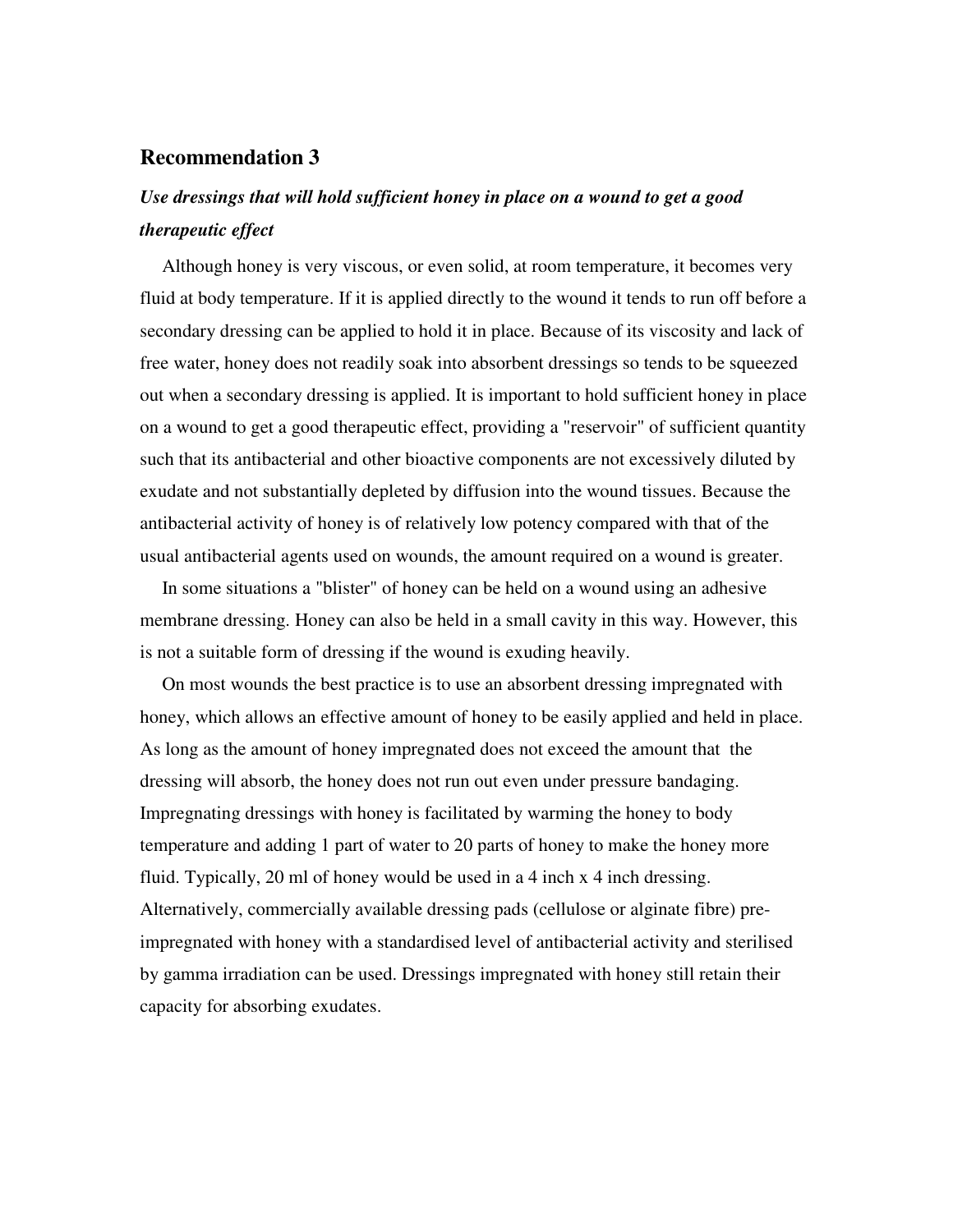## Recommendation 3

***Use dressings that will hold sufficient honey in place on a wound to get a good therapeutic effect***

Although honey is very viscous, or even solid, at room temperature, it becomes very fluid at body temperature. If it is applied directly to the wound it tends to run off before a secondary dressing can be applied to hold it in place. Because of its viscosity and lack of free water, honey does not readily soak into absorbent dressings so tends to be squeezed out when a secondary dressing is applied. It is important to hold sufficient honey in place on a wound to get a good therapeutic effect, providing a "reservoir" of sufficient quantity such that its antibacterial and other bioactive components are not excessively diluted by exudate and not substantially depleted by diffusion into the wound tissues. Because the antibacterial activity of honey is of relatively low potency compared with that of the usual antibacterial agents used on wounds, the amount required on a wound is greater.

In some situations a "blister" of honey can be held on a wound using an adhesive membrane dressing. Honey can also be held in a small cavity in this way. However, this is not a suitable form of dressing if the wound is exuding heavily.

On most wounds the best practice is to use an absorbent dressing impregnated with honey, which allows an effective amount of honey to be easily applied and held in place. As long as the amount of honey impregnated does not exceed the amount that the dressing will absorb, the honey does not run out even under pressure bandaging. Impregnating dressings with honey is facilitated by warming the honey to body temperature and adding 1 part of water to 20 parts of honey to make the honey more fluid. Typically, 20 ml of honey would be used in a 4 inch x 4 inch dressing. Alternatively, commercially available dressing pads (cellulose or alginate fibre) pre-impregnated with honey with a standardised level of antibacterial activity and sterilised by gamma irradiation can be used. Dressings impregnated with honey still retain their capacity for absorbing exudates.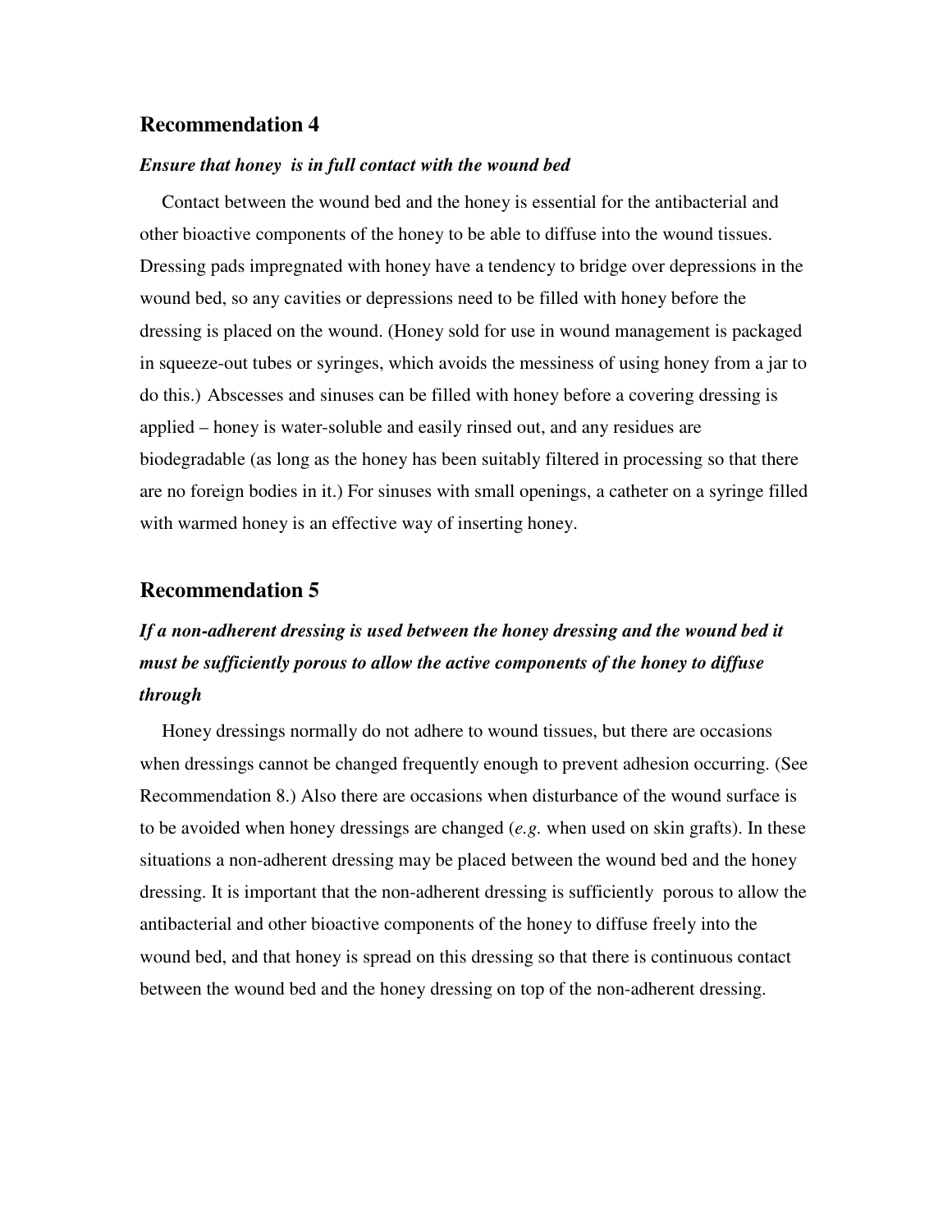## Recommendation 4

***Ensure that honey is in full contact with the wound bed***

Contact between the wound bed and the honey is essential for the antibacterial and other bioactive components of the honey to be able to diffuse into the wound tissues. Dressing pads impregnated with honey have a tendency to bridge over depressions in the wound bed, so any cavities or depressions need to be filled with honey before the dressing is placed on the wound. (Honey sold for use in wound management is packaged in squeeze-out tubes or syringes, which avoids the messiness of using honey from a jar to do this.) Abscesses and sinuses can be filled with honey before a covering dressing is applied – honey is water-soluble and easily rinsed out, and any residues are biodegradable (as long as the honey has been suitably filtered in processing so that there are no foreign bodies in it.) For sinuses with small openings, a catheter on a syringe filled with warmed honey is an effective way of inserting honey.

## Recommendation 5

***If a non-adherent dressing is used between the honey dressing and the wound bed it must be sufficiently porous to allow the active components of the honey to diffuse through***

Honey dressings normally do not adhere to wound tissues, but there are occasions when dressings cannot be changed frequently enough to prevent adhesion occurring. (See Recommendation 8.) Also there are occasions when disturbance of the wound surface is to be avoided when honey dressings are changed (*e.g.* when used on skin grafts). In these situations a non-adherent dressing may be placed between the wound bed and the honey dressing. It is important that the non-adherent dressing is sufficiently porous to allow the antibacterial and other bioactive components of the honey to diffuse freely into the wound bed, and that honey is spread on this dressing so that there is continuous contact between the wound bed and the honey dressing on top of the non-adherent dressing.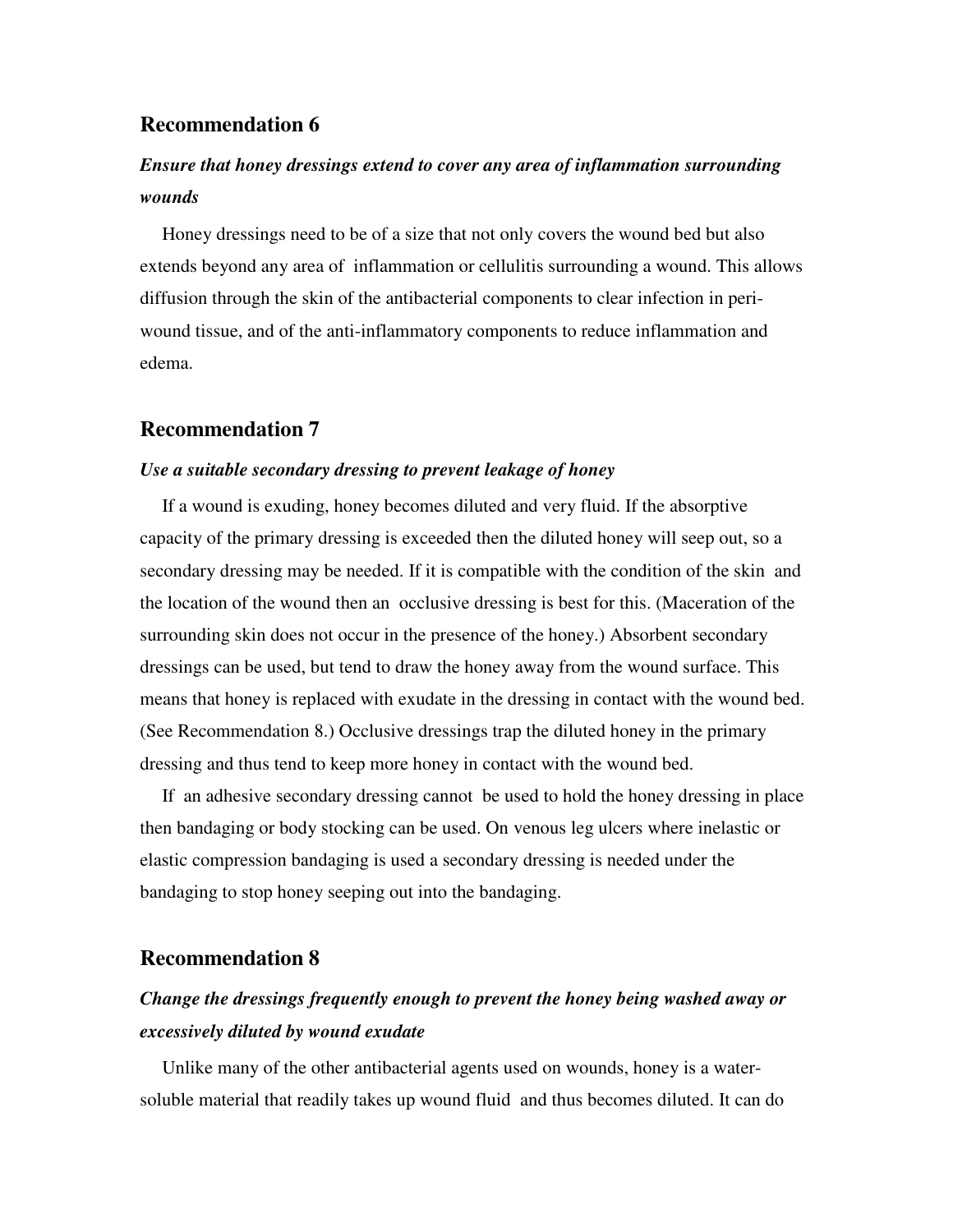## Recommendation 6

### *Ensure that honey dressings extend to cover any area of inflammation surrounding wounds*

Honey dressings need to be of a size that not only covers the wound bed but also extends beyond any area of inflammation or cellulitis surrounding a wound. This allows diffusion through the skin of the antibacterial components to clear infection in peri-wound tissue, and of the anti-inflammatory components to reduce inflammation and edema.

## Recommendation 7

### *Use a suitable secondary dressing to prevent leakage of honey*

If a wound is exuding, honey becomes diluted and very fluid. If the absorptive capacity of the primary dressing is exceeded then the diluted honey will seep out, so a secondary dressing may be needed. If it is compatible with the condition of the skin and the location of the wound then an occlusive dressing is best for this. (Maceration of the surrounding skin does not occur in the presence of the honey.) Absorbent secondary dressings can be used, but tend to draw the honey away from the wound surface. This means that honey is replaced with exudate in the dressing in contact with the wound bed. (See Recommendation 8.) Occlusive dressings trap the diluted honey in the primary dressing and thus tend to keep more honey in contact with the wound bed.

If an adhesive secondary dressing cannot be used to hold the honey dressing in place then bandaging or body stocking can be used. On venous leg ulcers where inelastic or elastic compression bandaging is used a secondary dressing is needed under the bandaging to stop honey seeping out into the bandaging.

## Recommendation 8

### *Change the dressings frequently enough to prevent the honey being washed away or excessively diluted by wound exudate*

Unlike many of the other antibacterial agents used on wounds, honey is a water-soluble material that readily takes up wound fluid and thus becomes diluted. It can do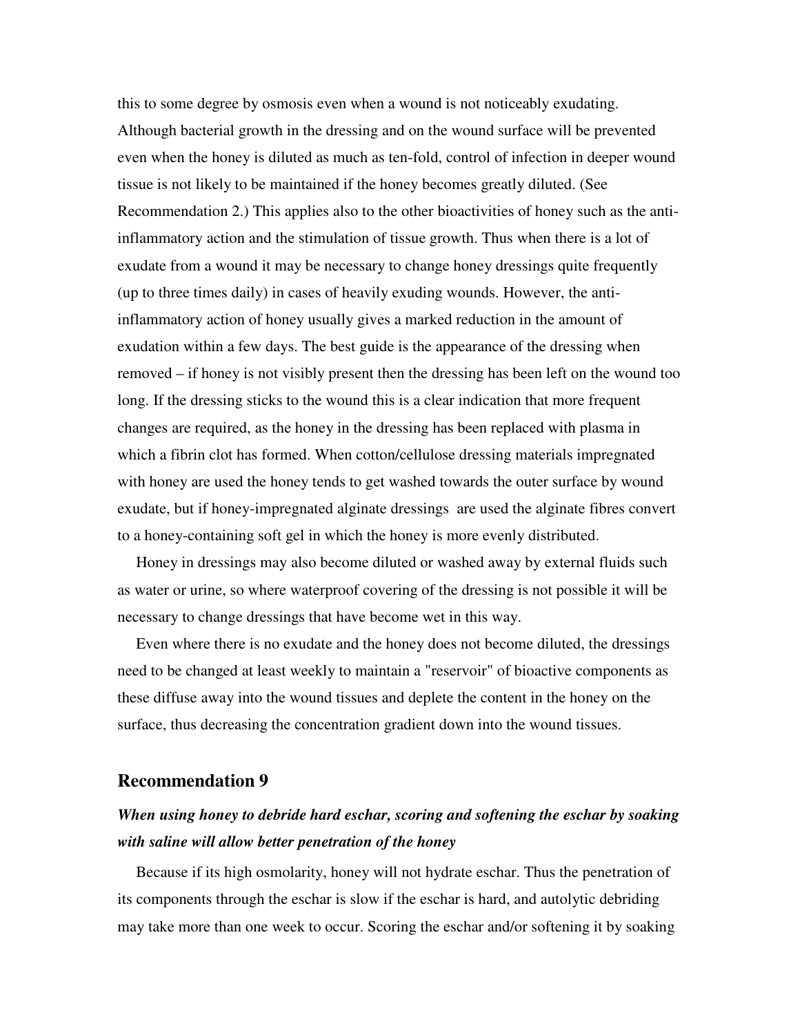this to some degree by osmosis even when a wound is not noticeably exudating. Although bacterial growth in the dressing and on the wound surface will be prevented even when the honey is diluted as much as ten-fold, control of infection in deeper wound tissue is not likely to be maintained if the honey becomes greatly diluted. (See Recommendation 2.) This applies also to the other bioactivities of honey such as the anti-inflammatory action and the stimulation of tissue growth. Thus when there is a lot of exudate from a wound it may be necessary to change honey dressings quite frequently (up to three times daily) in cases of heavily exuding wounds. However, the anti-inflammatory action of honey usually gives a marked reduction in the amount of exudation within a few days. The best guide is the appearance of the dressing when removed – if honey is not visibly present then the dressing has been left on the wound too long. If the dressing sticks to the wound this is a clear indication that more frequent changes are required, as the honey in the dressing has been replaced with plasma in which a fibrin clot has formed. When cotton/cellulose dressing materials impregnated with honey are used the honey tends to get washed towards the outer surface by wound exudate, but if honey-impregnated alginate dressings are used the alginate fibres convert to a honey-containing soft gel in which the honey is more evenly distributed.

Honey in dressings may also become diluted or washed away by external fluids such as water or urine, so where waterproof covering of the dressing is not possible it will be necessary to change dressings that have become wet in this way.

Even where there is no exudate and the honey does not become diluted, the dressings need to be changed at least weekly to maintain a "reservoir" of bioactive components as these diffuse away into the wound tissues and deplete the content in the honey on the surface, thus decreasing the concentration gradient down into the wound tissues.

## Recommendation 9

***When using honey to debride hard eschar, scoring and softening the eschar by soaking with saline will allow better penetration of the honey***

Because if its high osmolarity, honey will not hydrate eschar. Thus the penetration of its components through the eschar is slow if the eschar is hard, and autolytic debriding may take more than one week to occur. Scoring the eschar and/or softening it by soaking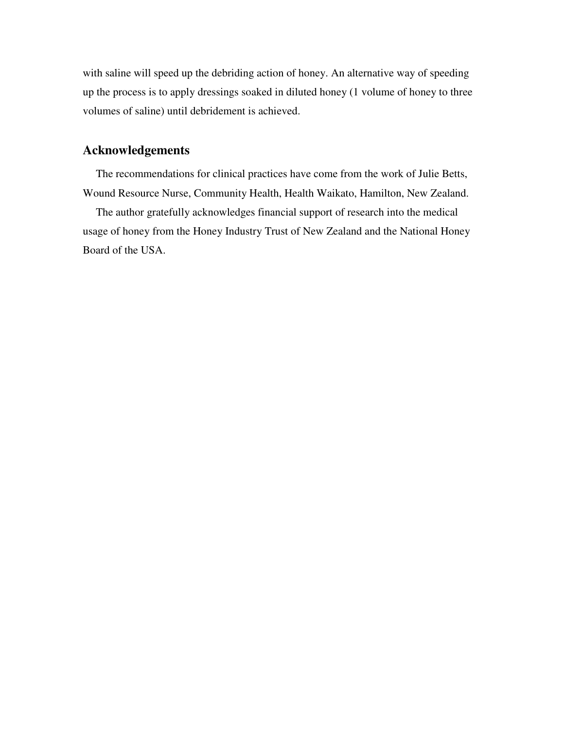with saline will speed up the debriding action of honey. An alternative way of speeding up the process is to apply dressings soaked in diluted honey (1 volume of honey to three volumes of saline) until debridement is achieved.

## Acknowledgements

The recommendations for clinical practices have come from the work of Julie Betts, Wound Resource Nurse, Community Health, Health Waikato, Hamilton, New Zealand.

The author gratefully acknowledges financial support of research into the medical usage of honey from the Honey Industry Trust of New Zealand and the National Honey Board of the USA.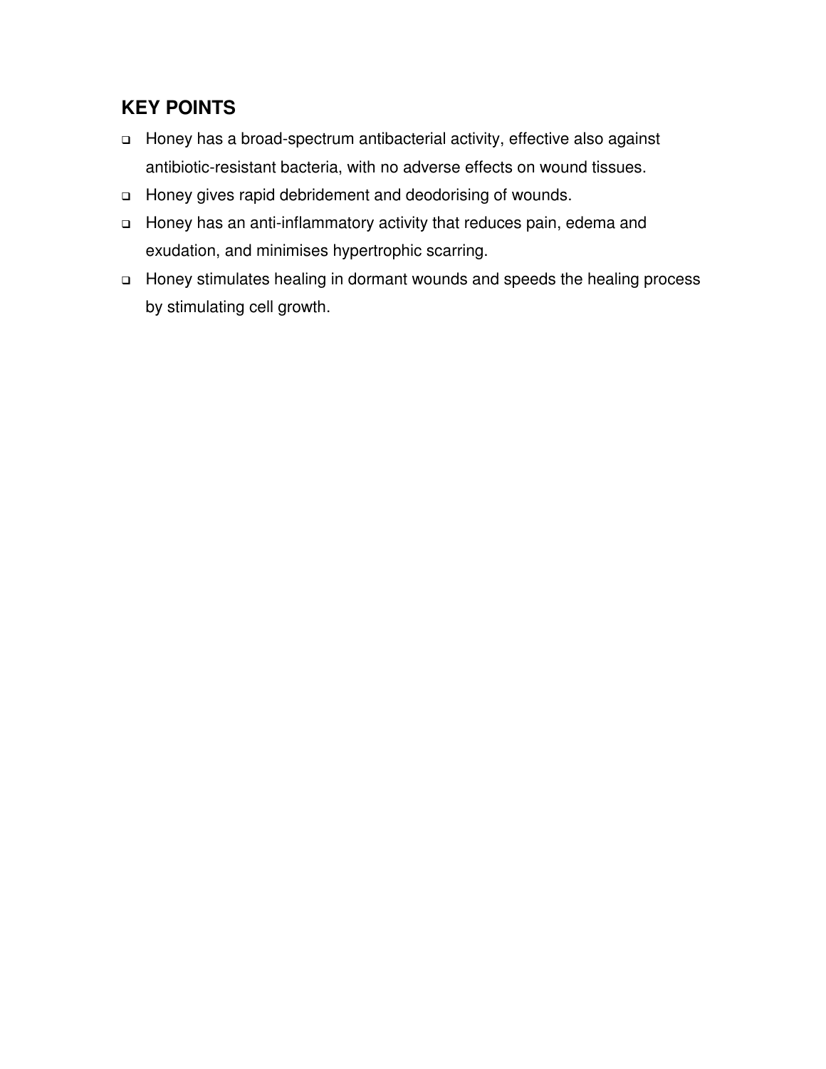## KEY POINTS

- Honey has a broad-spectrum antibacterial activity, effective also against antibiotic-resistant bacteria, with no adverse effects on wound tissues.
- Honey gives rapid debridement and deodorising of wounds.
- Honey has an anti-inflammatory activity that reduces pain, edema and exudation, and minimises hypertrophic scarring.
- Honey stimulates healing in dormant wounds and speeds the healing process by stimulating cell growth.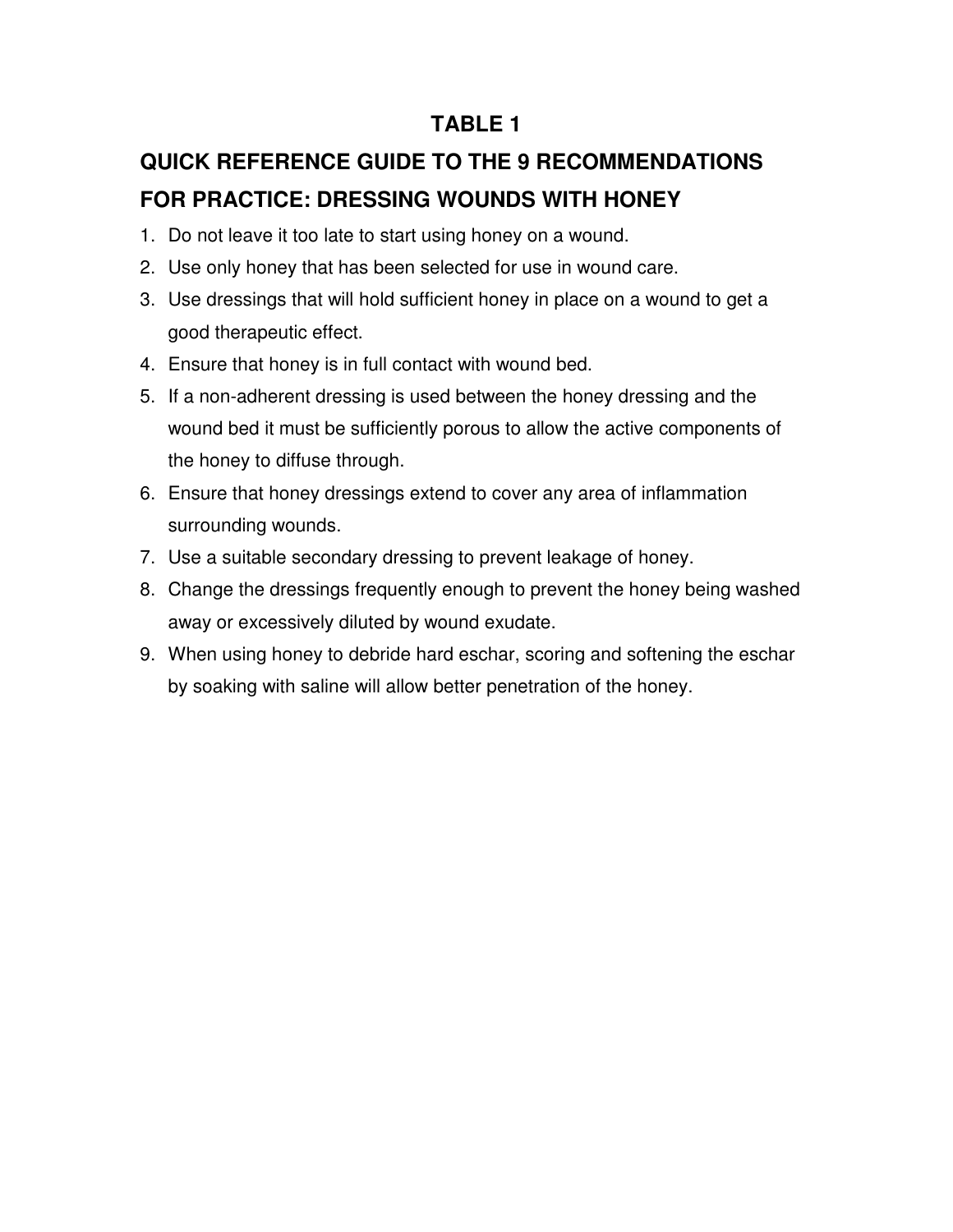## TABLE 1

## QUICK REFERENCE GUIDE TO THE 9 RECOMMENDATIONS FOR PRACTICE: DRESSING WOUNDS WITH HONEY

1. Do not leave it too late to start using honey on a wound.
2. Use only honey that has been selected for use in wound care.
3. Use dressings that will hold sufficient honey in place on a wound to get a good therapeutic effect.
4. Ensure that honey is in full contact with wound bed.
5. If a non-adherent dressing is used between the honey dressing and the wound bed it must be sufficiently porous to allow the active components of the honey to diffuse through.
6. Ensure that honey dressings extend to cover any area of inflammation surrounding wounds.
7. Use a suitable secondary dressing to prevent leakage of honey.
8. Change the dressings frequently enough to prevent the honey being washed away or excessively diluted by wound exudate.
9. When using honey to debride hard eschar, scoring and softening the eschar by soaking with saline will allow better penetration of the honey.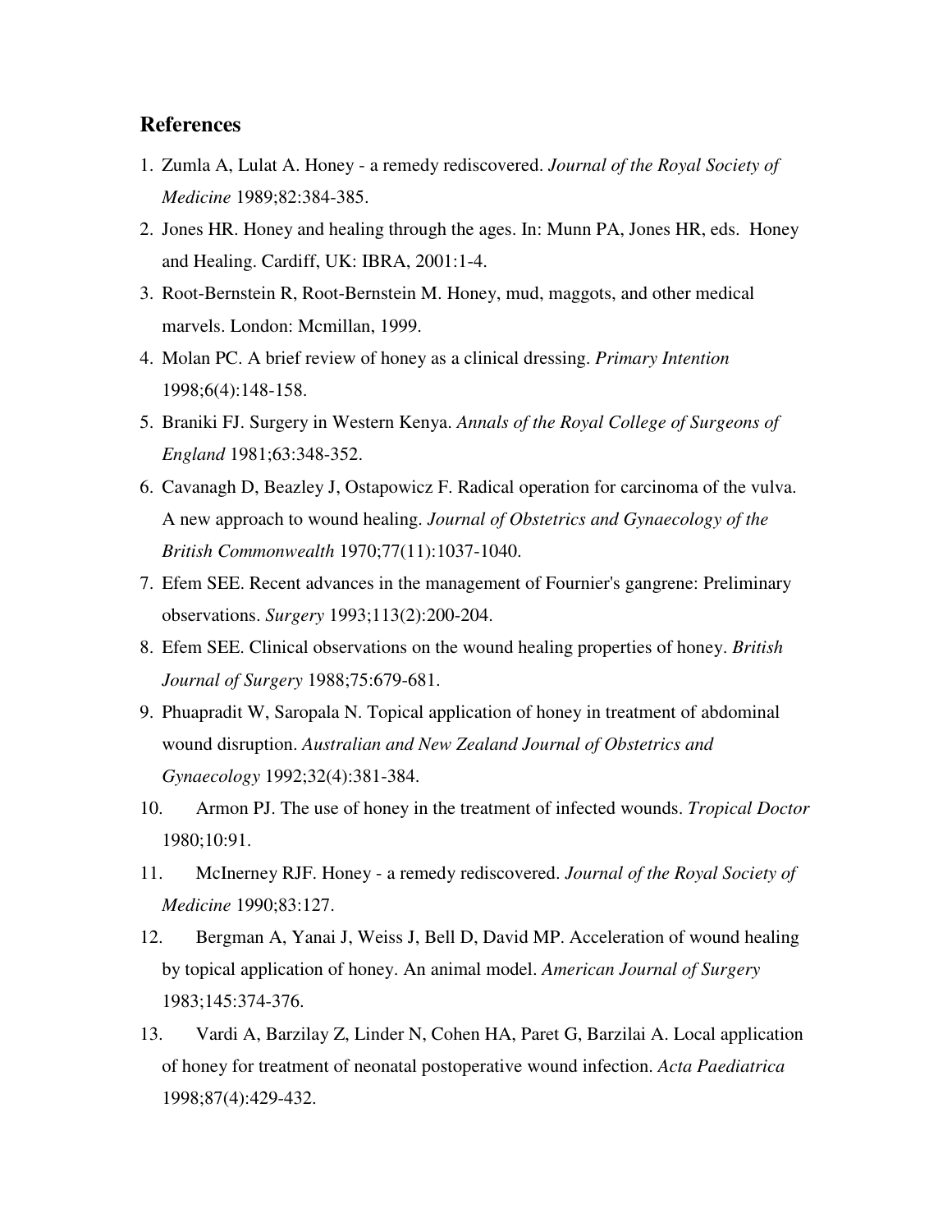## References

1. Zumla A, Lulat A. Honey - a remedy rediscovered. *Journal of the Royal Society of Medicine* 1989;82:384-385.
2. Jones HR. Honey and healing through the ages. In: Munn PA, Jones HR, eds. Honey and Healing. Cardiff, UK: IBRA, 2001:1-4.
3. Root-Bernstein R, Root-Bernstein M. Honey, mud, maggots, and other medical marvels. London: Mcmillan, 1999.
4. Molan PC. A brief review of honey as a clinical dressing. *Primary Intention* 1998;6(4):148-158.
5. Braniki FJ. Surgery in Western Kenya. *Annals of the Royal College of Surgeons of England* 1981;63:348-352.
6. Cavanagh D, Beazley J, Ostapowicz F. Radical operation for carcinoma of the vulva. A new approach to wound healing. *Journal of Obstetrics and Gynaecology of the British Commonwealth* 1970;77(11):1037-1040.
7. Efem SEE. Recent advances in the management of Fournier's gangrene: Preliminary observations. *Surgery* 1993;113(2):200-204.
8. Efem SEE. Clinical observations on the wound healing properties of honey. *British Journal of Surgery* 1988;75:679-681.
9. Phuapradit W, Saropala N. Topical application of honey in treatment of abdominal wound disruption. *Australian and New Zealand Journal of Obstetrics and Gynaecology* 1992;32(4):381-384.
10. Armon PJ. The use of honey in the treatment of infected wounds. *Tropical Doctor* 1980;10:91.
11. McInerney RJF. Honey - a remedy rediscovered. *Journal of the Royal Society of Medicine* 1990;83:127.
12. Bergman A, Yanai J, Weiss J, Bell D, David MP. Acceleration of wound healing by topical application of honey. An animal model. *American Journal of Surgery* 1983;145:374-376.
13. Vardi A, Barzilay Z, Linder N, Cohen HA, Paret G, Barzilai A. Local application of honey for treatment of neonatal postoperative wound infection. *Acta Paediatrica* 1998;87(4):429-432.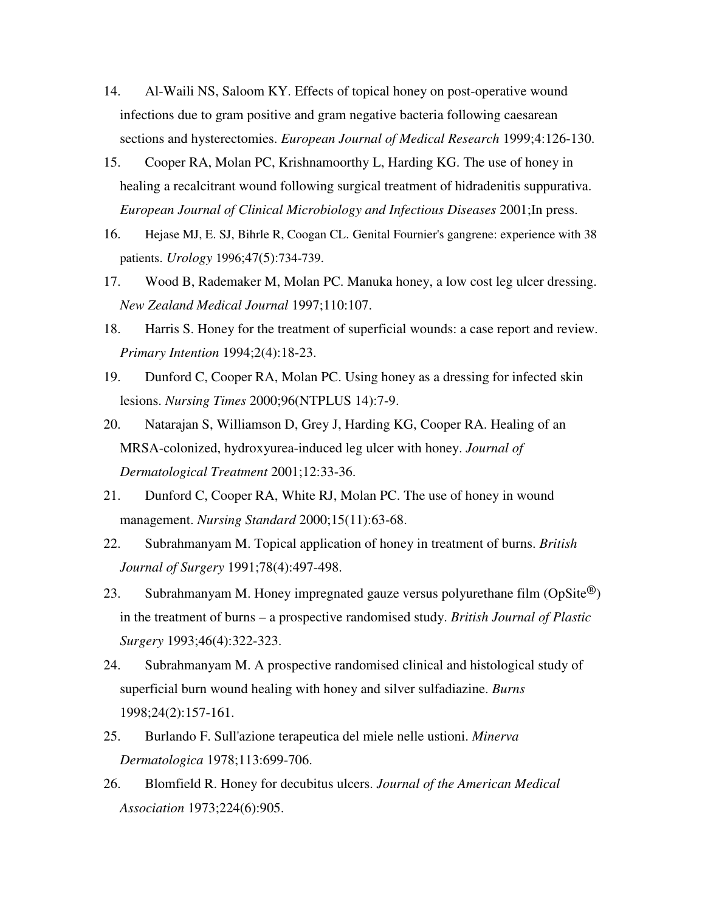14. Al-Waili NS, Saloom KY. Effects of topical honey on post-operative wound infections due to gram positive and gram negative bacteria following caesarean sections and hysterectomies. *European Journal of Medical Research* 1999;4:126-130.
15. Cooper RA, Molan PC, Krishnamoorthy L, Harding KG. The use of honey in healing a recalcitrant wound following surgical treatment of hidradenitis suppurativa. *European Journal of Clinical Microbiology and Infectious Diseases* 2001;In press.
16. Hejase MJ, E. SJ, Bihrle R, Coogan CL. Genital Fournier's gangrene: experience with 38 patients. *Urology* 1996;47(5):734-739.
17. Wood B, Rademaker M, Molan PC. Manuka honey, a low cost leg ulcer dressing. *New Zealand Medical Journal* 1997;110:107.
18. Harris S. Honey for the treatment of superficial wounds: a case report and review. *Primary Intention* 1994;2(4):18-23.
19. Dunford C, Cooper RA, Molan PC. Using honey as a dressing for infected skin lesions. *Nursing Times* 2000;96(NTPLUS 14):7-9.
20. Natarajan S, Williamson D, Grey J, Harding KG, Cooper RA. Healing of an MRSA-colonized, hydroxyurea-induced leg ulcer with honey. *Journal of Dermatological Treatment* 2001;12:33-36.
21. Dunford C, Cooper RA, White RJ, Molan PC. The use of honey in wound management. *Nursing Standard* 2000;15(11):63-68.
22. Subrahmanyam M. Topical application of honey in treatment of burns. *British Journal of Surgery* 1991;78(4):497-498.
23. Subrahmanyam M. Honey impregnated gauze versus polyurethane film (OpSite®) in the treatment of burns – a prospective randomised study. *British Journal of Plastic Surgery* 1993;46(4):322-323.
24. Subrahmanyam M. A prospective randomised clinical and histological study of superficial burn wound healing with honey and silver sulfadiazine. *Burns* 1998;24(2):157-161.
25. Burlando F. Sull'azione terapeutica del miele nelle ustioni. *Minerva Dermatologica* 1978;113:699-706.
26. Blomfield R. Honey for decubitus ulcers. *Journal of the American Medical Association* 1973;224(6):905.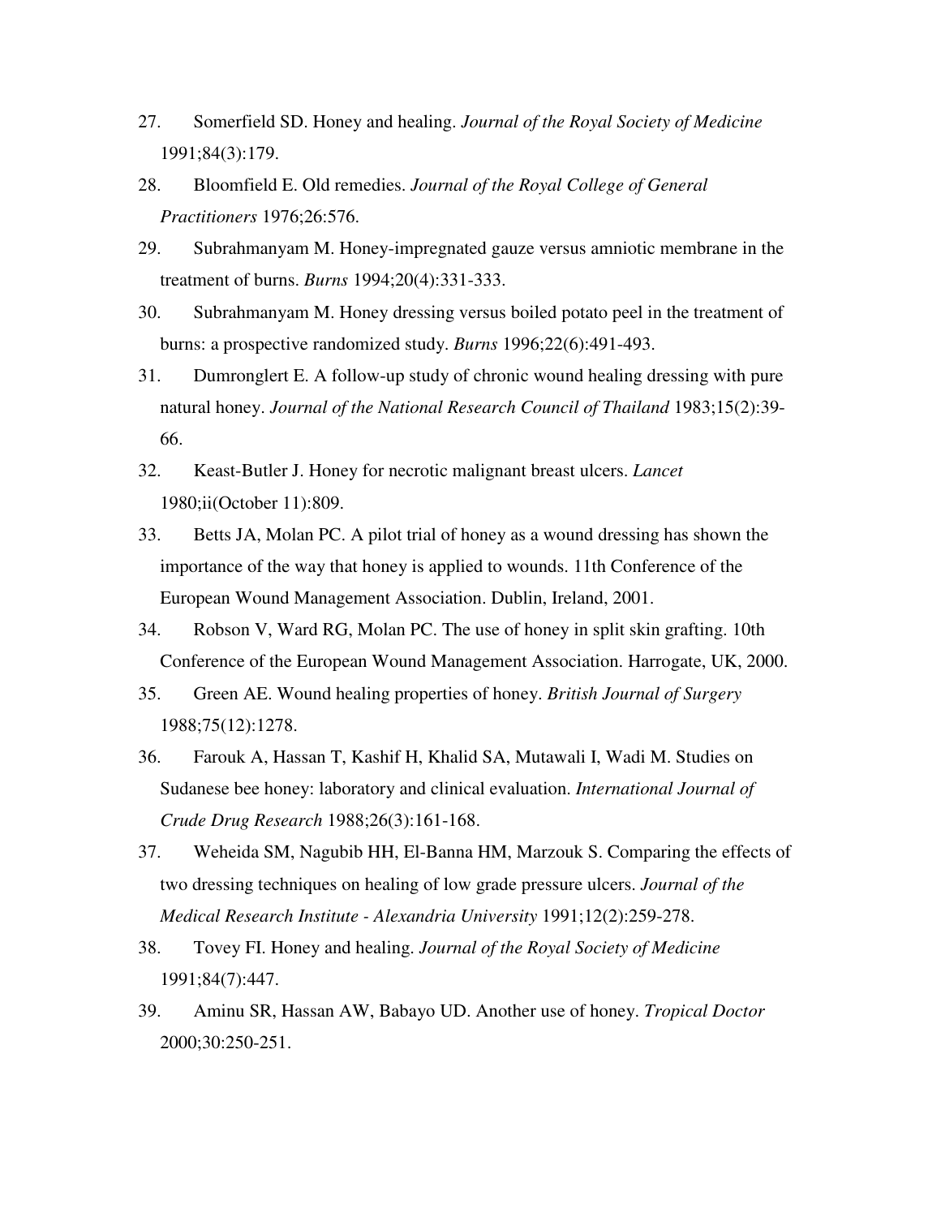27. Somerfield SD. Honey and healing. *Journal of the Royal Society of Medicine* 1991;84(3):179.
28. Bloomfield E. Old remedies. *Journal of the Royal College of General Practitioners* 1976;26:576.
29. Subrahmanyam M. Honey-impregnated gauze versus amniotic membrane in the treatment of burns. *Burns* 1994;20(4):331-333.
30. Subrahmanyam M. Honey dressing versus boiled potato peel in the treatment of burns: a prospective randomized study. *Burns* 1996;22(6):491-493.
31. Dumronglert E. A follow-up study of chronic wound healing dressing with pure natural honey. *Journal of the National Research Council of Thailand* 1983;15(2):39-66.
32. Keast-Butler J. Honey for necrotic malignant breast ulcers. *Lancet* 1980;ii(October 11):809.
33. Betts JA, Molan PC. A pilot trial of honey as a wound dressing has shown the importance of the way that honey is applied to wounds. 11th Conference of the European Wound Management Association. Dublin, Ireland, 2001.
34. Robson V, Ward RG, Molan PC. The use of honey in split skin grafting. 10th Conference of the European Wound Management Association. Harrogate, UK, 2000.
35. Green AE. Wound healing properties of honey. *British Journal of Surgery* 1988;75(12):1278.
36. Farouk A, Hassan T, Kashif H, Khalid SA, Mutawali I, Wadi M. Studies on Sudanese bee honey: laboratory and clinical evaluation. *International Journal of Crude Drug Research* 1988;26(3):161-168.
37. Weheida SM, Nagubib HH, El-Banna HM, Marzouk S. Comparing the effects of two dressing techniques on healing of low grade pressure ulcers. *Journal of the Medical Research Institute - Alexandria University* 1991;12(2):259-278.
38. Tovey FI. Honey and healing. *Journal of the Royal Society of Medicine* 1991;84(7):447.
39. Aminu SR, Hassan AW, Babayo UD. Another use of honey. *Tropical Doctor* 2000;30:250-251.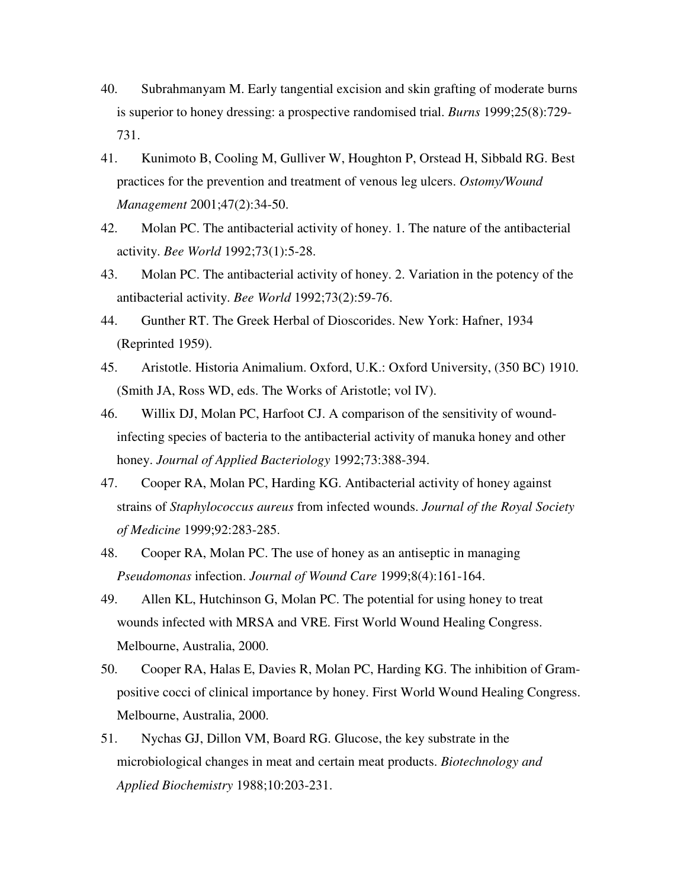40. Subrahmanyam M. Early tangential excision and skin grafting of moderate burns is superior to honey dressing: a prospective randomised trial. *Burns* 1999;25(8):729-731.

41. Kunimoto B, Cooling M, Gulliver W, Houghton P, Orstead H, Sibbald RG. Best practices for the prevention and treatment of venous leg ulcers. *Ostomy/Wound Management* 2001;47(2):34-50.

42. Molan PC. The antibacterial activity of honey. 1. The nature of the antibacterial activity. *Bee World* 1992;73(1):5-28.

43. Molan PC. The antibacterial activity of honey. 2. Variation in the potency of the antibacterial activity. *Bee World* 1992;73(2):59-76.

44. Gunther RT. The Greek Herbal of Dioscorides. New York: Hafner, 1934 (Reprinted 1959).

45. Aristotle. Historia Animalium. Oxford, U.K.: Oxford University, (350 BC) 1910. (Smith JA, Ross WD, eds. The Works of Aristotle; vol IV).

46. Willix DJ, Molan PC, Harfoot CJ. A comparison of the sensitivity of wound-infecting species of bacteria to the antibacterial activity of manuka honey and other honey. *Journal of Applied Bacteriology* 1992;73:388-394.

47. Cooper RA, Molan PC, Harding KG. Antibacterial activity of honey against strains of *Staphylococcus aureus* from infected wounds. *Journal of the Royal Society of Medicine* 1999;92:283-285.

48. Cooper RA, Molan PC. The use of honey as an antiseptic in managing *Pseudomonas* infection. *Journal of Wound Care* 1999;8(4):161-164.

49. Allen KL, Hutchinson G, Molan PC. The potential for using honey to treat wounds infected with MRSA and VRE. First World Wound Healing Congress. Melbourne, Australia, 2000.

50. Cooper RA, Halas E, Davies R, Molan PC, Harding KG. The inhibition of Gram-positive cocci of clinical importance by honey. First World Wound Healing Congress. Melbourne, Australia, 2000.

51. Nychas GJ, Dillon VM, Board RG. Glucose, the key substrate in the microbiological changes in meat and certain meat products. *Biotechnology and Applied Biochemistry* 1988;10:203-231.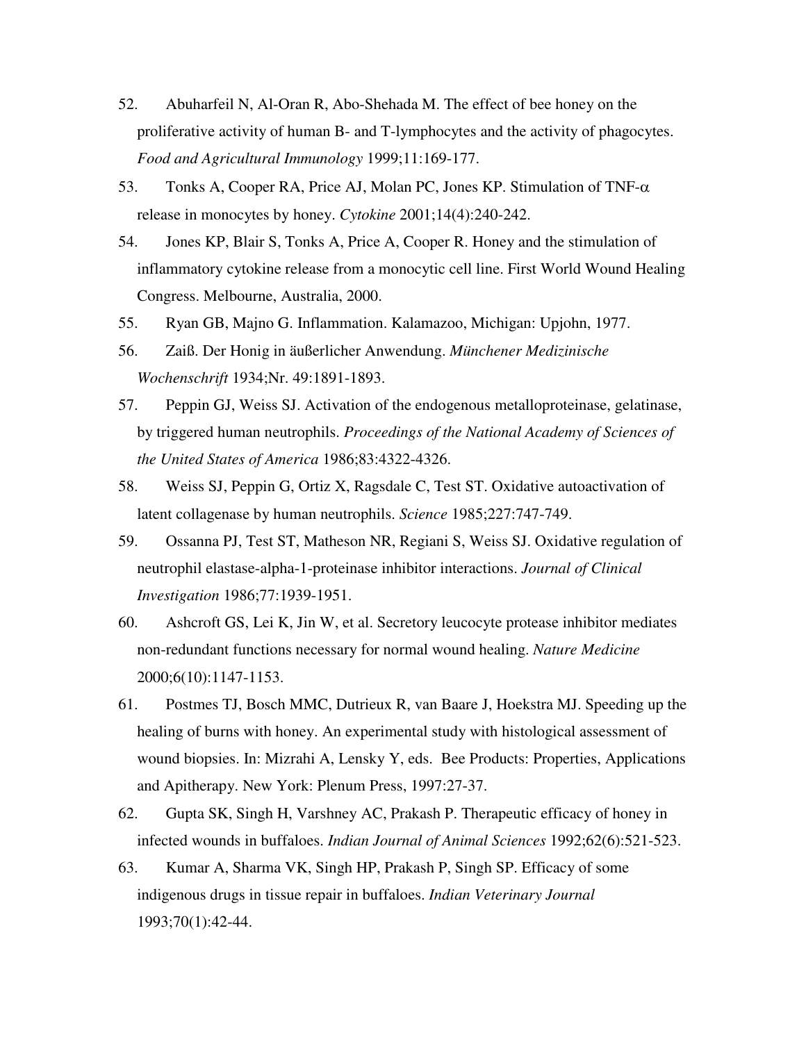52. Abuharfeil N, Al-Oran R, Abo-Shehada M. The effect of bee honey on the proliferative activity of human B- and T-lymphocytes and the activity of phagocytes. *Food and Agricultural Immunology* 1999;11:169-177.

53. Tonks A, Cooper RA, Price AJ, Molan PC, Jones KP. Stimulation of TNF-$\alpha$ release in monocytes by honey. *Cytokine* 2001;14(4):240-242.

54. Jones KP, Blair S, Tonks A, Price A, Cooper R. Honey and the stimulation of inflammatory cytokine release from a monocytic cell line. First World Wound Healing Congress. Melbourne, Australia, 2000.

55. Ryan GB, Majno G. Inflammation. Kalamazoo, Michigan: Upjohn, 1977.

56. Zaiß. Der Honig in äußerlicher Anwendung. *Münchener Medizinische Wochenschrift* 1934;Nr. 49:1891-1893.

57. Peppin GJ, Weiss SJ. Activation of the endogenous metalloproteinase, gelatinase, by triggered human neutrophils. *Proceedings of the National Academy of Sciences of the United States of America* 1986;83:4322-4326.

58. Weiss SJ, Peppin G, Ortiz X, Ragsdale C, Test ST. Oxidative autoactivation of latent collagenase by human neutrophils. *Science* 1985;227:747-749.

59. Ossanna PJ, Test ST, Matheson NR, Regiani S, Weiss SJ. Oxidative regulation of neutrophil elastase-alpha-1-proteinase inhibitor interactions. *Journal of Clinical Investigation* 1986;77:1939-1951.

60. Ashcroft GS, Lei K, Jin W, et al. Secretory leucocyte protease inhibitor mediates non-redundant functions necessary for normal wound healing. *Nature Medicine* 2000;6(10):1147-1153.

61. Postmes TJ, Bosch MMC, Dutrieux R, van Baare J, Hoekstra MJ. Speeding up the healing of burns with honey. An experimental study with histological assessment of wound biopsies. In: Mizrahi A, Lensky Y, eds. Bee Products: Properties, Applications and Apitherapy. New York: Plenum Press, 1997:27-37.

62. Gupta SK, Singh H, Varshney AC, Prakash P. Therapeutic efficacy of honey in infected wounds in buffaloes. *Indian Journal of Animal Sciences* 1992;62(6):521-523.

63. Kumar A, Sharma VK, Singh HP, Prakash P, Singh SP. Efficacy of some indigenous drugs in tissue repair in buffaloes. *Indian Veterinary Journal* 1993;70(1):42-44.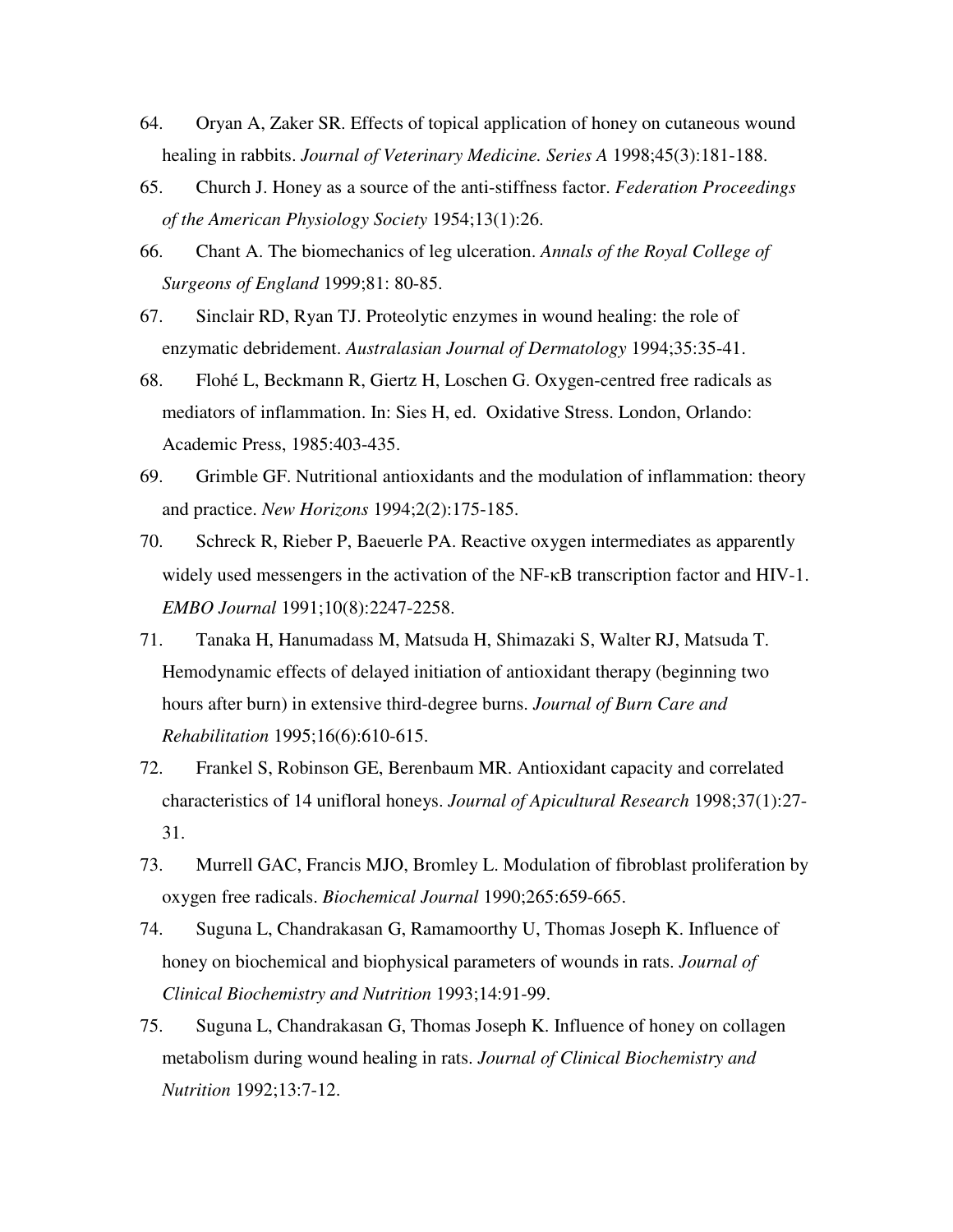64. Oryan A, Zaker SR. Effects of topical application of honey on cutaneous wound healing in rabbits. *Journal of Veterinary Medicine. Series A* 1998;45(3):181-188.

65. Church J. Honey as a source of the anti-stiffness factor. *Federation Proceedings of the American Physiology Society* 1954;13(1):26.

66. Chant A. The biomechanics of leg ulceration. *Annals of the Royal College of Surgeons of England* 1999;81: 80-85.

67. Sinclair RD, Ryan TJ. Proteolytic enzymes in wound healing: the role of enzymatic debridement. *Australasian Journal of Dermatology* 1994;35:35-41.

68. Flohé L, Beckmann R, Giertz H, Loschen G. Oxygen-centred free radicals as mediators of inflammation. In: Sies H, ed. Oxidative Stress. London, Orlando: Academic Press, 1985:403-435.

69. Grimble GF. Nutritional antioxidants and the modulation of inflammation: theory and practice. *New Horizons* 1994;2(2):175-185.

70. Schreck R, Rieber P, Baeuerle PA. Reactive oxygen intermediates as apparently widely used messengers in the activation of the NF-κB transcription factor and HIV-1. *EMBO Journal* 1991;10(8):2247-2258.

71. Tanaka H, Hanumadass M, Matsuda H, Shimazaki S, Walter RJ, Matsuda T. Hemodynamic effects of delayed initiation of antioxidant therapy (beginning two hours after burn) in extensive third-degree burns. *Journal of Burn Care and Rehabilitation* 1995;16(6):610-615.

72. Frankel S, Robinson GE, Berenbaum MR. Antioxidant capacity and correlated characteristics of 14 unifloral honeys. *Journal of Apicultural Research* 1998;37(1):27-31.

73. Murrell GAC, Francis MJO, Bromley L. Modulation of fibroblast proliferation by oxygen free radicals. *Biochemical Journal* 1990;265:659-665.

74. Suguna L, Chandrakasan G, Ramamoorthy U, Thomas Joseph K. Influence of honey on biochemical and biophysical parameters of wounds in rats. *Journal of Clinical Biochemistry and Nutrition* 1993;14:91-99.

75. Suguna L, Chandrakasan G, Thomas Joseph K. Influence of honey on collagen metabolism during wound healing in rats. *Journal of Clinical Biochemistry and Nutrition* 1992;13:7-12.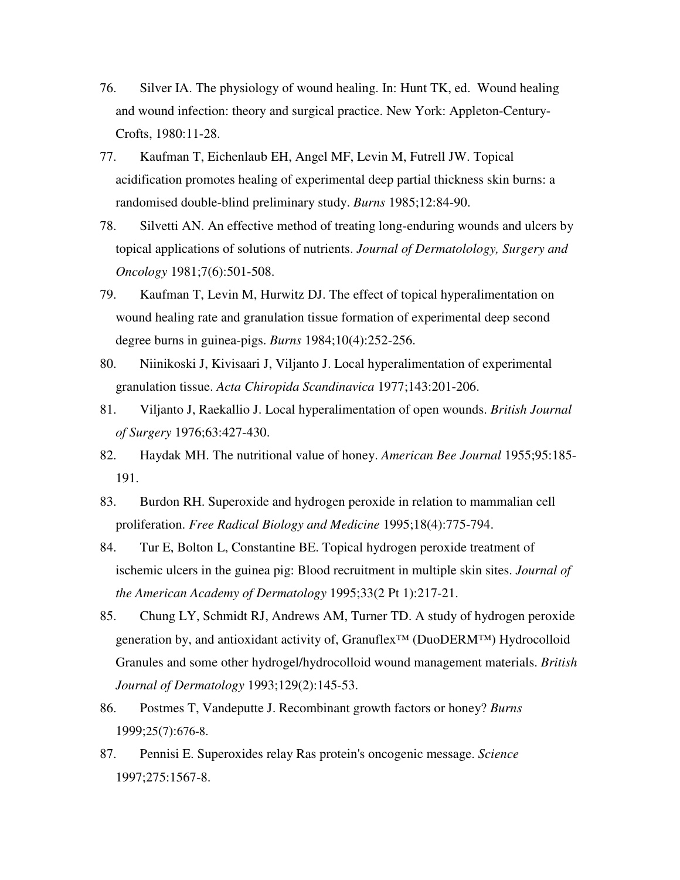76. Silver IA. The physiology of wound healing. In: Hunt TK, ed. Wound healing and wound infection: theory and surgical practice. New York: Appleton-Century-Crofts, 1980:11-28.

77. Kaufman T, Eichenlaub EH, Angel MF, Levin M, Futrell JW. Topical acidification promotes healing of experimental deep partial thickness skin burns: a randomised double-blind preliminary study. *Burns* 1985;12:84-90.

78. Silvetti AN. An effective method of treating long-enduring wounds and ulcers by topical applications of solutions of nutrients. *Journal of Dermatolology, Surgery and Oncology* 1981;7(6):501-508.

79. Kaufman T, Levin M, Hurwitz DJ. The effect of topical hyperalimentation on wound healing rate and granulation tissue formation of experimental deep second degree burns in guinea-pigs. *Burns* 1984;10(4):252-256.

80. Niinikoski J, Kivisaari J, Viljanto J. Local hyperalimentation of experimental granulation tissue. *Acta Chiropida Scandinavica* 1977;143:201-206.

81. Viljanto J, Raekallio J. Local hyperalimentation of open wounds. *British Journal of Surgery* 1976;63:427-430.

82. Haydak MH. The nutritional value of honey. *American Bee Journal* 1955;95:185-191.

83. Burdon RH. Superoxide and hydrogen peroxide in relation to mammalian cell proliferation. *Free Radical Biology and Medicine* 1995;18(4):775-794.

84. Tur E, Bolton L, Constantine BE. Topical hydrogen peroxide treatment of ischemic ulcers in the guinea pig: Blood recruitment in multiple skin sites. *Journal of the American Academy of Dermatology* 1995;33(2 Pt 1):217-21.

85. Chung LY, Schmidt RJ, Andrews AM, Turner TD. A study of hydrogen peroxide generation by, and antioxidant activity of, Granuflex™ (DuoDERM™) Hydrocolloid Granules and some other hydrogel/hydrocolloid wound management materials. *British Journal of Dermatology* 1993;129(2):145-53.

86. Postmes T, Vandeputte J. Recombinant growth factors or honey? *Burns* 1999;25(7):676-8.

87. Pennisi E. Superoxides relay Ras protein's oncogenic message. *Science* 1997;275:1567-8.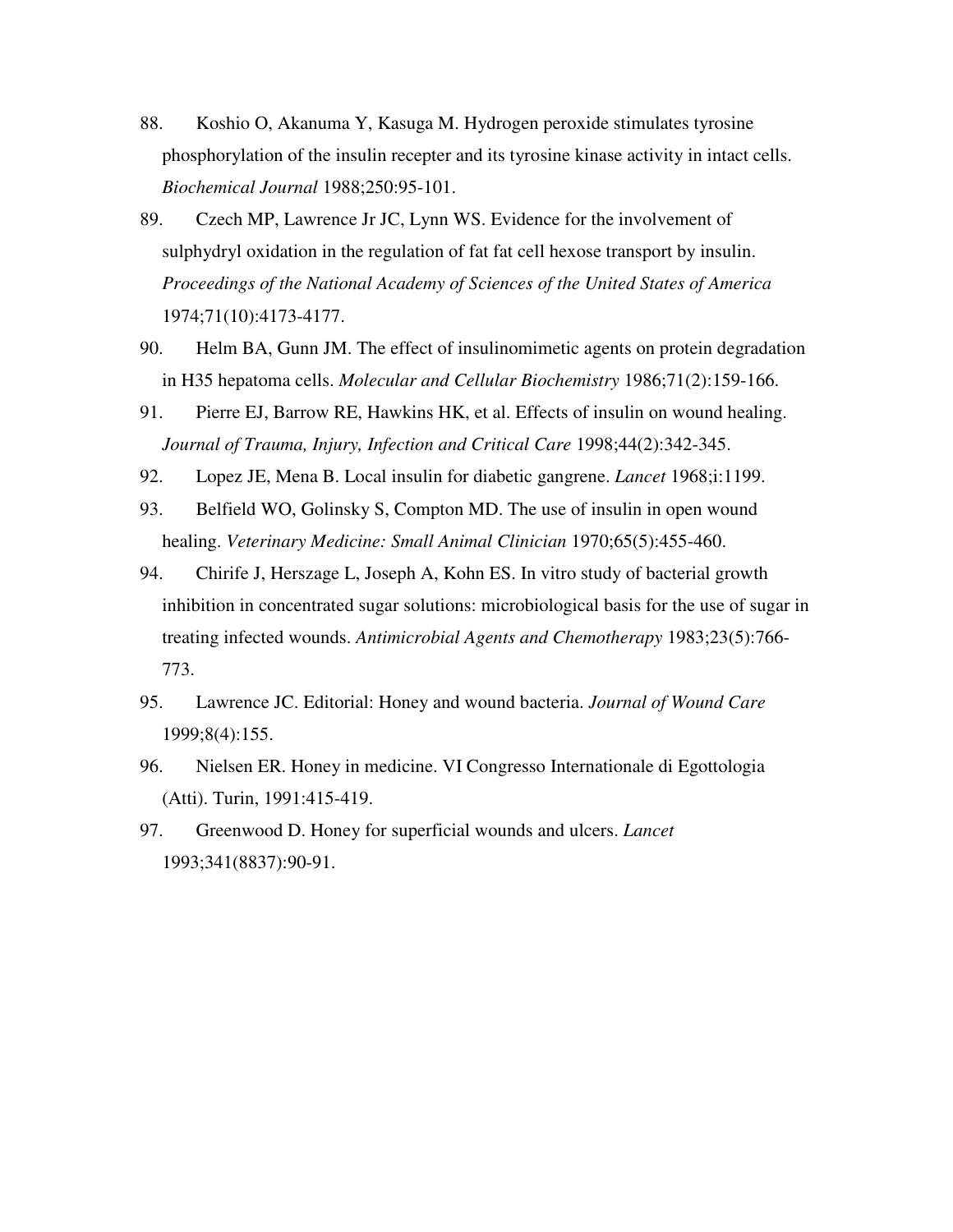88. Koshio O, Akanuma Y, Kasuga M. Hydrogen peroxide stimulates tyrosine phosphorylation of the insulin recepter and its tyrosine kinase activity in intact cells. *Biochemical Journal* 1988;250:95-101.

89. Czech MP, Lawrence Jr JC, Lynn WS. Evidence for the involvement of sulphydryl oxidation in the regulation of fat fat cell hexose transport by insulin. *Proceedings of the National Academy of Sciences of the United States of America* 1974;71(10):4173-4177.

90. Helm BA, Gunn JM. The effect of insulinomimetic agents on protein degradation in H35 hepatoma cells. *Molecular and Cellular Biochemistry* 1986;71(2):159-166.

91. Pierre EJ, Barrow RE, Hawkins HK, et al. Effects of insulin on wound healing. *Journal of Trauma, Injury, Infection and Critical Care* 1998;44(2):342-345.

92. Lopez JE, Mena B. Local insulin for diabetic gangrene. *Lancet* 1968;i:1199.

93. Belfield WO, Golinsky S, Compton MD. The use of insulin in open wound healing. *Veterinary Medicine: Small Animal Clinician* 1970;65(5):455-460.

94. Chirife J, Herszage L, Joseph A, Kohn ES. In vitro study of bacterial growth inhibition in concentrated sugar solutions: microbiological basis for the use of sugar in treating infected wounds. *Antimicrobial Agents and Chemotherapy* 1983;23(5):766-773.

95. Lawrence JC. Editorial: Honey and wound bacteria. *Journal of Wound Care* 1999;8(4):155.

96. Nielsen ER. Honey in medicine. VI Congresso Internationale di Egottologia (Atti). Turin, 1991:415-419.

97. Greenwood D. Honey for superficial wounds and ulcers. *Lancet* 1993;341(8837):90-91.